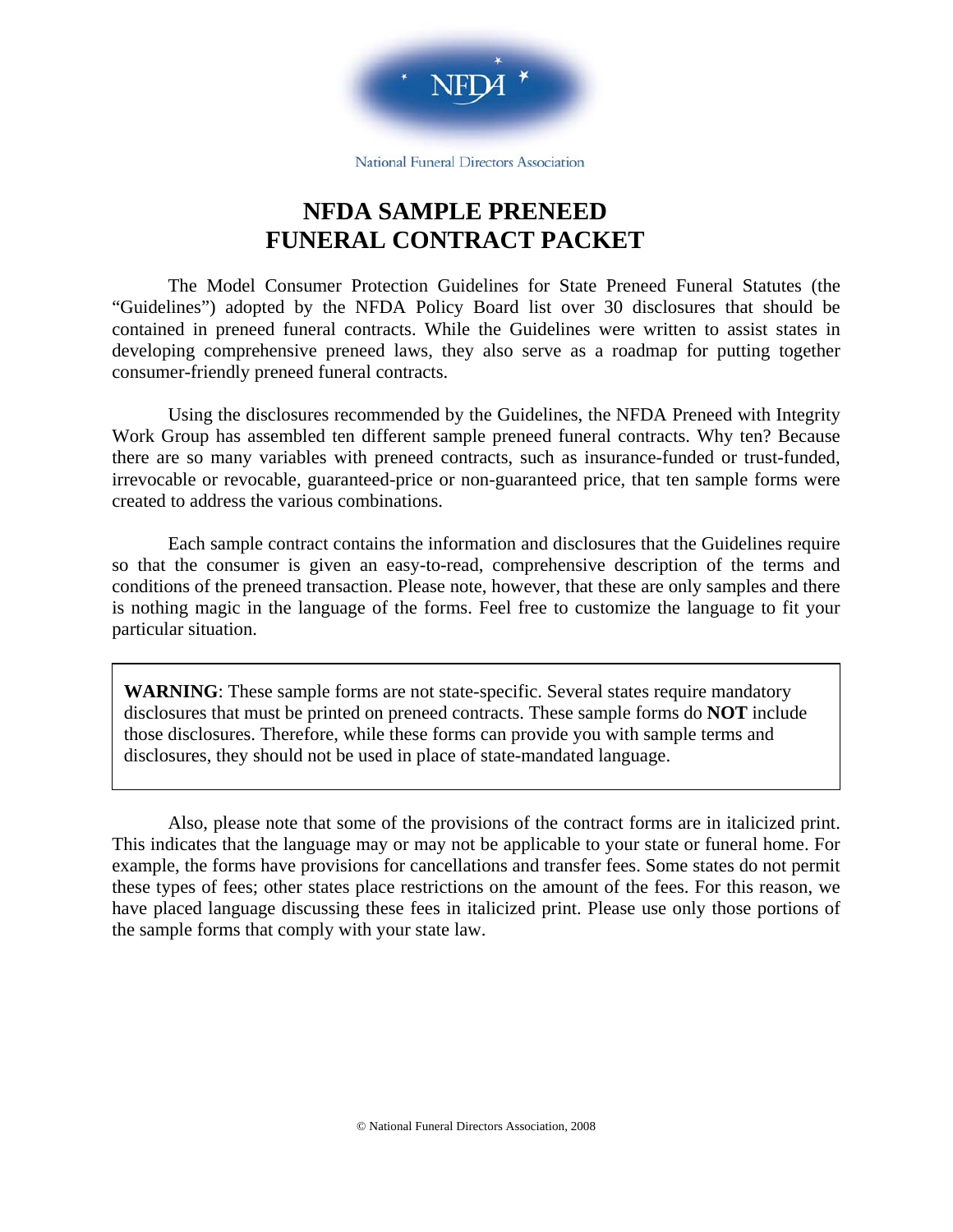National Funeral Directors Association

# NFDA SAMPLE PRENEED FUNERAL CONTRACT PACKET

The Model Consumer Protection Guidelines for State Preneed Funeral Statutes (the "Guidelines") adopted by the NFDA Policy Board list over 30 disclosures that should be contained in preneed funeral contracts. While the Guidelines were written to assist states in developing comprehensive preneed laws, they also serve as a roadmap for putting together consumer-friendly preneed funeral contracts.

Using the disclosures recommended by the Guidelines, the NFDA Preneed with Integrity Work Group has assembled ten different sample preneed funeral contracts. Why ten? Because there are so many variables with preneed contracts, such as insurance-funded or trust-funded, irrevocable or revocable, guaranteed-price or non-guaranteed price, that ten sample forms were created to address the various combinations.

Each sample contract contains the information and disclosures that the Guidelines require so that the consumer is given an easy-to-read, comprehensive description of the terms and conditions of the preneed transaction. Please note, however, that these are only samples and there is nothing magic in the language of the forms. Feel free to customize the language to fit your particular situation.

> **WARNING**: These sample forms are not state-specific. Several states require mandatory disclosures that must be printed on preneed contracts. These sample forms do **NOT** include those disclosures. Therefore, while these forms can provide you with sample terms and disclosures, they should not be used in place of state-mandated language.

Also, please note that some of the provisions of the contract forms are in italicized print. This indicates that the language may or may not be applicable to your state or funeral home. For example, the forms have provisions for cancellations and transfer fees. Some states do not permit these types of fees; other states place restrictions on the amount of the fees. For this reason, we have placed language discussing these fees in italicized print. Please use only those portions of the sample forms that comply with your state law.

© National Funeral Directors Association, 2008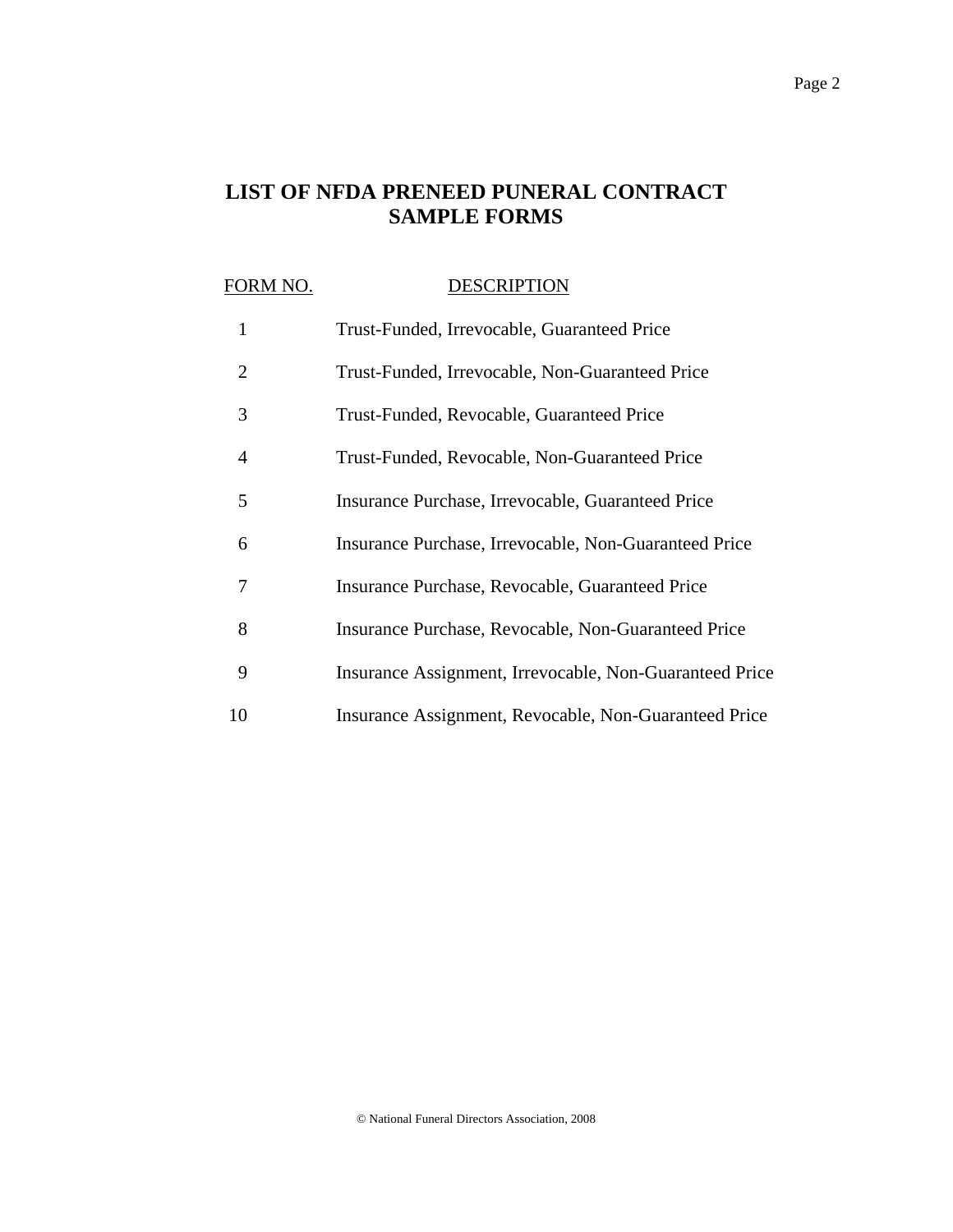# LIST OF NFDA PRENEED PUNERAL CONTRACT SAMPLE FORMS

| FORM NO. | DESCRIPTION |
|---|---|
| 1 | Trust-Funded, Irrevocable, Guaranteed Price |
| 2 | Trust-Funded, Irrevocable, Non-Guaranteed Price |
| 3 | Trust-Funded, Revocable, Guaranteed Price |
| 4 | Trust-Funded, Revocable, Non-Guaranteed Price |
| 5 | Insurance Purchase, Irrevocable, Guaranteed Price |
| 6 | Insurance Purchase, Irrevocable, Non-Guaranteed Price |
| 7 | Insurance Purchase, Revocable, Guaranteed Price |
| 8 | Insurance Purchase, Revocable, Non-Guaranteed Price |
| 9 | Insurance Assignment, Irrevocable, Non-Guaranteed Price |
| 10 | Insurance Assignment, Revocable, Non-Guaranteed Price |

© National Funeral Directors Association, 2008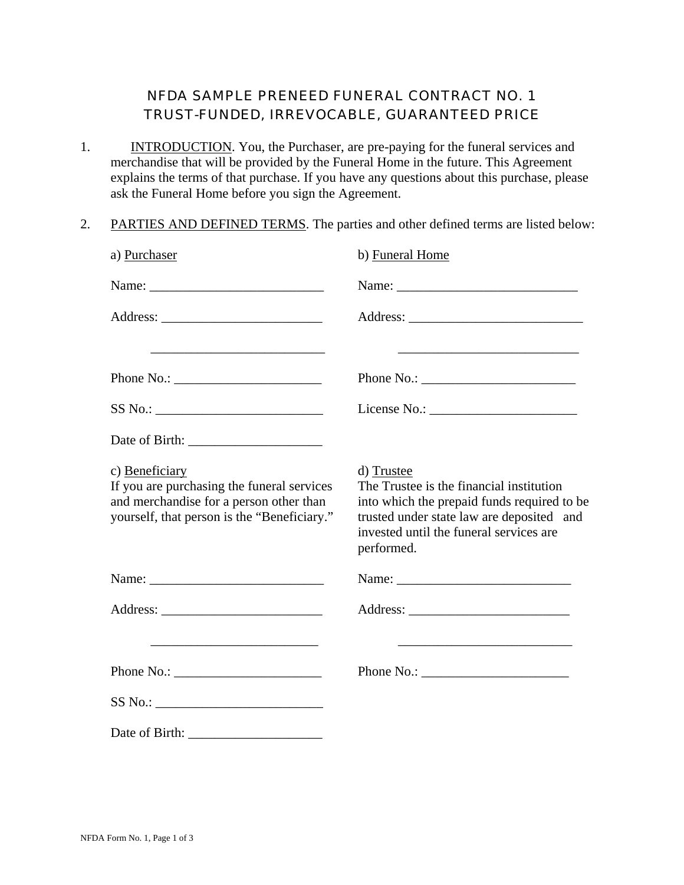# NFDA SAMPLE PRENEED FUNERAL CONTRACT NO. 1
# TRUST-FUNDED, IRREVOCABLE, GUARANTEED PRICE

1. INTRODUCTION. You, the Purchaser, are pre-paying for the funeral services and merchandise that will be provided by the Funeral Home in the future. This Agreement explains the terms of that purchase. If you have any questions about this purchase, please ask the Funeral Home before you sign the Agreement.

2. PARTIES AND DEFINED TERMS. The parties and other defined terms are listed below:

a) Purchaser

Name: __________________________

Address: ________________________

__________________________

Phone No.: ______________________

SS No.: _________________________

Date of Birth: ____________________

b) Funeral Home

Name: ___________________________

Address: __________________________

___________________________

Phone No.: _______________________

License No.: ______________________

c) Beneficiary
If you are purchasing the funeral services and merchandise for a person other than yourself, that person is the "Beneficiary."

Name: __________________________

Address: ________________________

_________________________

Phone No.: ______________________

SS No.: _________________________

Date of Birth: ____________________

d) Trustee
The Trustee is the financial institution into which the prepaid funds required to be trusted under state law are deposited and invested until the funeral services are performed.

Name: __________________________

Address: ________________________

__________________________

Phone No.: ______________________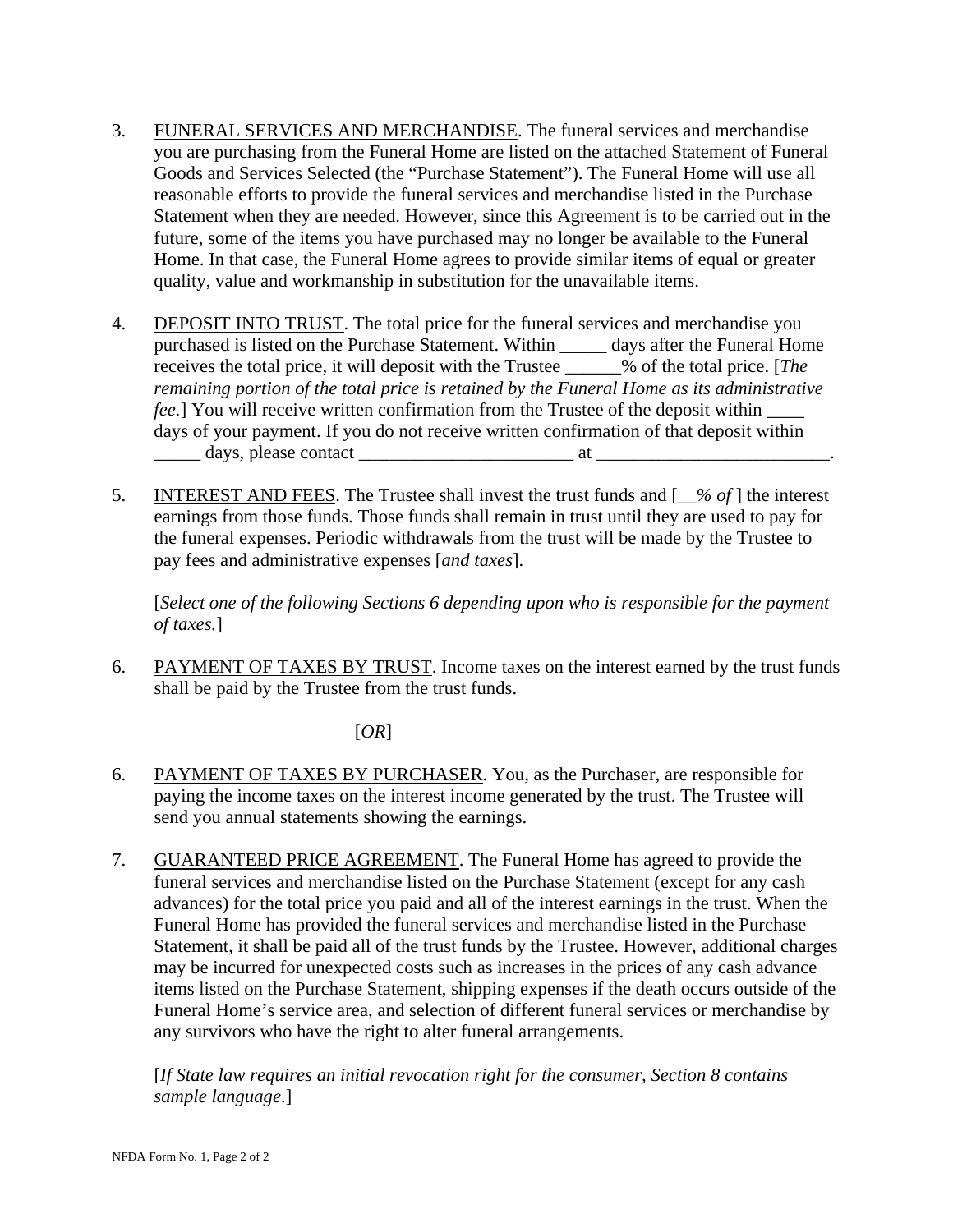3. <u>FUNERAL SERVICES AND MERCHANDISE</u>. The funeral services and merchandise you are purchasing from the Funeral Home are listed on the attached Statement of Funeral Goods and Services Selected (the "Purchase Statement"). The Funeral Home will use all reasonable efforts to provide the funeral services and merchandise listed in the Purchase Statement when they are needed. However, since this Agreement is to be carried out in the future, some of the items you have purchased may no longer be available to the Funeral Home. In that case, the Funeral Home agrees to provide similar items of equal or greater quality, value and workmanship in substitution for the unavailable items.

4. <u>DEPOSIT INTO TRUST</u>. The total price for the funeral services and merchandise you purchased is listed on the Purchase Statement. Within _____ days after the Funeral Home receives the total price, it will deposit with the Trustee ______% of the total price. [*The remaining portion of the total price is retained by the Funeral Home as its administrative fee.*] You will receive written confirmation from the Trustee of the deposit within ____ days of your payment. If you do not receive written confirmation of that deposit within _____ days, please contact _______________________ at _________________________.

5. <u>INTEREST AND FEES</u>. The Trustee shall invest the trust funds and [__*% of* ] the interest earnings from those funds. Those funds shall remain in trust until they are used to pay for the funeral expenses. Periodic withdrawals from the trust will be made by the Trustee to pay fees and administrative expenses [*and taxes*].

   [*Select one of the following Sections 6 depending upon who is responsible for the payment of taxes.*]

6. <u>PAYMENT OF TAXES BY TRUST</u>. Income taxes on the interest earned by the trust funds shall be paid by the Trustee from the trust funds.

   [*OR*]

6. <u>PAYMENT OF TAXES BY PURCHASER</u>. You, as the Purchaser, are responsible for paying the income taxes on the interest income generated by the trust. The Trustee will send you annual statements showing the earnings.

7. <u>GUARANTEED PRICE AGREEMENT</u>. The Funeral Home has agreed to provide the funeral services and merchandise listed on the Purchase Statement (except for any cash advances) for the total price you paid and all of the interest earnings in the trust. When the Funeral Home has provided the funeral services and merchandise listed in the Purchase Statement, it shall be paid all of the trust funds by the Trustee. However, additional charges may be incurred for unexpected costs such as increases in the prices of any cash advance items listed on the Purchase Statement, shipping expenses if the death occurs outside of the Funeral Home's service area, and selection of different funeral services or merchandise by any survivors who have the right to alter funeral arrangements.

   [*If State law requires an initial revocation right for the consumer, Section 8 contains sample language*.]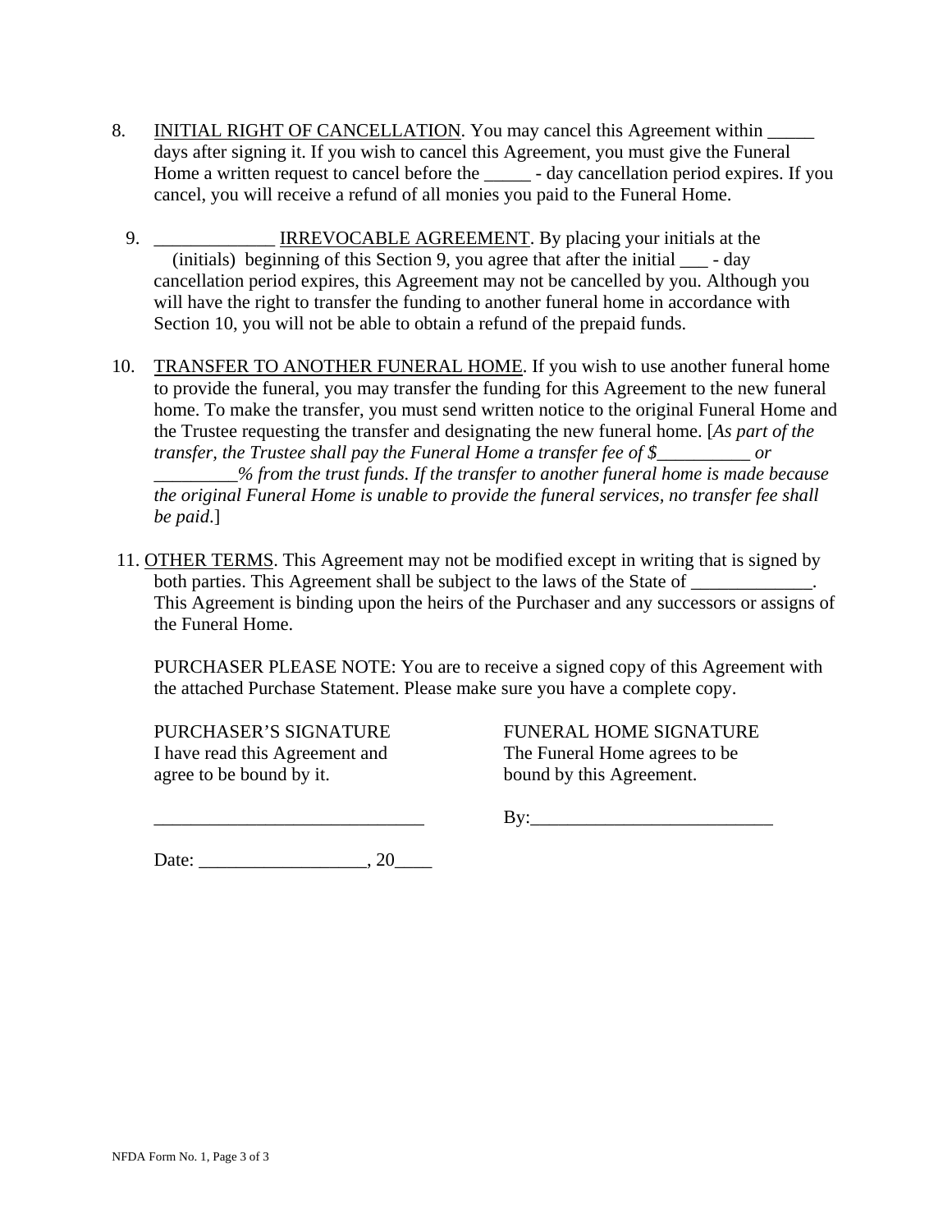8. <u>INITIAL RIGHT OF CANCELLATION</u>. You may cancel this Agreement within _____ days after signing it. If you wish to cancel this Agreement, you must give the Funeral Home a written request to cancel before the _____ - day cancellation period expires. If you cancel, you will receive a refund of all monies you paid to the Funeral Home.

9. _____________ <u>IRREVOCABLE AGREEMENT</u>. By placing your initials at the (initials) beginning of this Section 9, you agree that after the initial ___ - day cancellation period expires, this Agreement may not be cancelled by you. Although you will have the right to transfer the funding to another funeral home in accordance with Section 10, you will not be able to obtain a refund of the prepaid funds.

10. <u>TRANSFER TO ANOTHER FUNERAL HOME</u>. If you wish to use another funeral home to provide the funeral, you may transfer the funding for this Agreement to the new funeral home. To make the transfer, you must send written notice to the original Funeral Home and the Trustee requesting the transfer and designating the new funeral home. [*As part of the transfer, the Trustee shall pay the Funeral Home a transfer fee of $__________ or _________% from the trust funds. If the transfer to another funeral home is made because the original Funeral Home is unable to provide the funeral services, no transfer fee shall be paid*.]

11. <u>OTHER TERMS</u>. This Agreement may not be modified except in writing that is signed by both parties. This Agreement shall be subject to the laws of the State of _____________. This Agreement is binding upon the heirs of the Purchaser and any successors or assigns of the Funeral Home.

PURCHASER PLEASE NOTE: You are to receive a signed copy of this Agreement with the attached Purchase Statement. Please make sure you have a complete copy.

PURCHASER'S SIGNATURE
I have read this Agreement and agree to be bound by it.

_____________________________

Date: __________________, 20____

FUNERAL HOME SIGNATURE
The Funeral Home agrees to be bound by this Agreement.

By:__________________________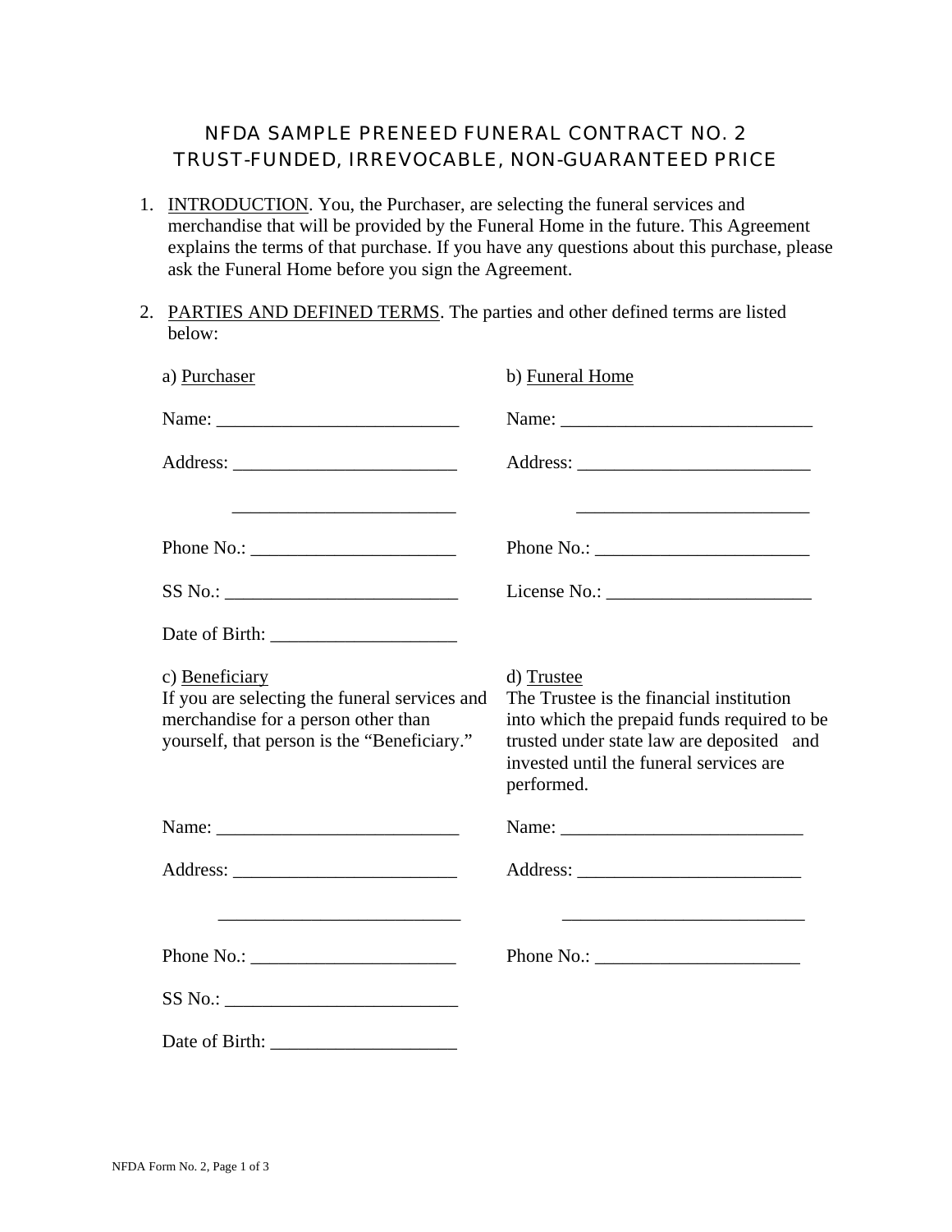# NFDA SAMPLE PRENEED FUNERAL CONTRACT NO. 2
## TRUST-FUNDED, IRREVOCABLE, NON-GUARANTEED PRICE

1. INTRODUCTION. You, the Purchaser, are selecting the funeral services and merchandise that will be provided by the Funeral Home in the future. This Agreement explains the terms of that purchase. If you have any questions about this purchase, please ask the Funeral Home before you sign the Agreement.

2. PARTIES AND DEFINED TERMS. The parties and other defined terms are listed below:

a) Purchaser

Name: __________________________

Address: ________________________

________________________

Phone No.: ______________________

SS No.: _________________________

Date of Birth: ____________________

b) Funeral Home

Name: ___________________________

Address: _________________________

_________________________

Phone No.: _______________________

License No.: ______________________

c) Beneficiary

If you are selecting the funeral services and merchandise for a person other than yourself, that person is the "Beneficiary."

Name: __________________________

Address: ________________________

__________________________

Phone No.: ______________________

SS No.: _________________________

Date of Birth: ____________________

d) Trustee

The Trustee is the financial institution into which the prepaid funds required to be trusted under state law are deposited and invested until the funeral services are performed.

Name: __________________________

Address: ________________________

__________________________

Phone No.: ______________________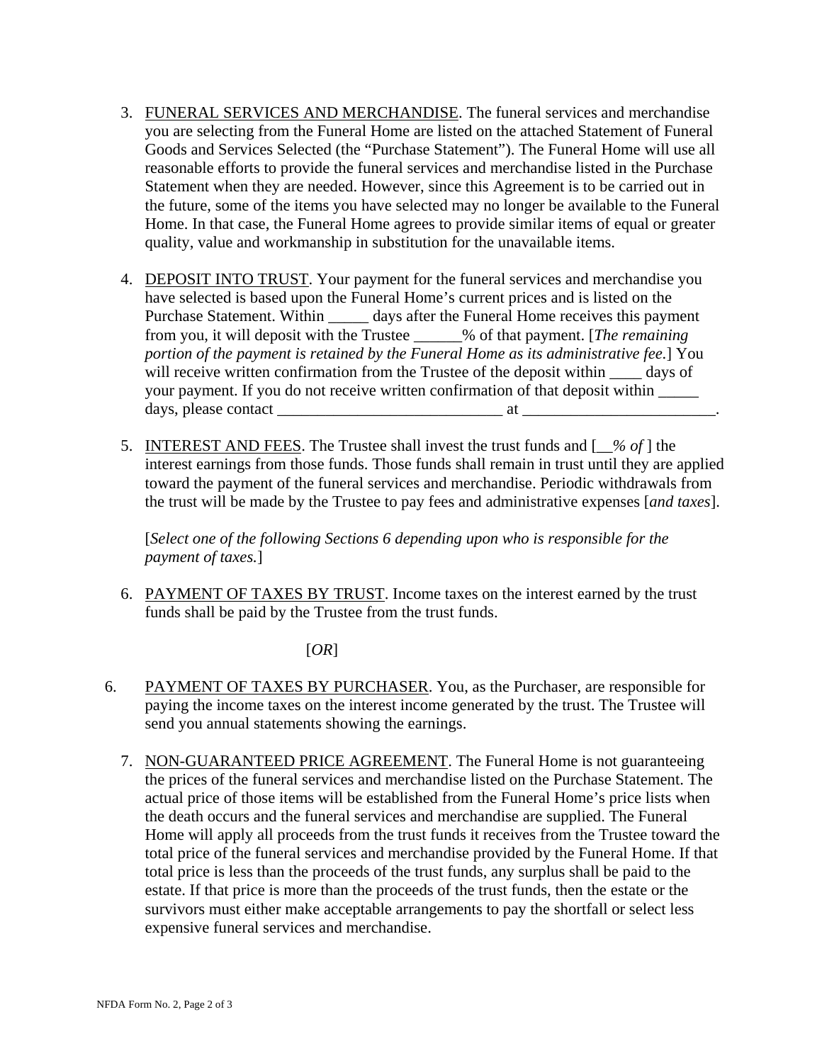3. <u>FUNERAL SERVICES AND MERCHANDISE</u>. The funeral services and merchandise you are selecting from the Funeral Home are listed on the attached Statement of Funeral Goods and Services Selected (the “Purchase Statement”). The Funeral Home will use all reasonable efforts to provide the funeral services and merchandise listed in the Purchase Statement when they are needed. However, since this Agreement is to be carried out in the future, some of the items you have selected may no longer be available to the Funeral Home. In that case, the Funeral Home agrees to provide similar items of equal or greater quality, value and workmanship in substitution for the unavailable items.

4. <u>DEPOSIT INTO TRUST</u>. Your payment for the funeral services and merchandise you have selected is based upon the Funeral Home’s current prices and is listed on the Purchase Statement. Within _____ days after the Funeral Home receives this payment from you, it will deposit with the Trustee ______% of that payment. [*The remaining portion of the payment is retained by the Funeral Home as its administrative fee.*] You will receive written confirmation from the Trustee of the deposit within ____ days of your payment. If you do not receive written confirmation of that deposit within _____ days, please contact ____________________________ at ________________________.

5. <u>INTEREST AND FEES</u>. The Trustee shall invest the trust funds and [*__% of* ] the interest earnings from those funds. Those funds shall remain in trust until they are applied toward the payment of the funeral services and merchandise. Periodic withdrawals from the trust will be made by the Trustee to pay fees and administrative expenses [*and taxes*].

   [*Select one of the following Sections 6 depending upon who is responsible for the payment of taxes.*]

6. <u>PAYMENT OF TAXES BY TRUST</u>. Income taxes on the interest earned by the trust funds shall be paid by the Trustee from the trust funds.

   [*OR*]

6. <u>PAYMENT OF TAXES BY PURCHASER</u>. You, as the Purchaser, are responsible for paying the income taxes on the interest income generated by the trust. The Trustee will send you annual statements showing the earnings.

7. <u>NON-GUARANTEED PRICE AGREEMENT</u>. The Funeral Home is not guaranteeing the prices of the funeral services and merchandise listed on the Purchase Statement. The actual price of those items will be established from the Funeral Home’s price lists when the death occurs and the funeral services and merchandise are supplied. The Funeral Home will apply all proceeds from the trust funds it receives from the Trustee toward the total price of the funeral services and merchandise provided by the Funeral Home. If that total price is less than the proceeds of the trust funds, any surplus shall be paid to the estate. If that price is more than the proceeds of the trust funds, then the estate or the survivors must either make acceptable arrangements to pay the shortfall or select less expensive funeral services and merchandise.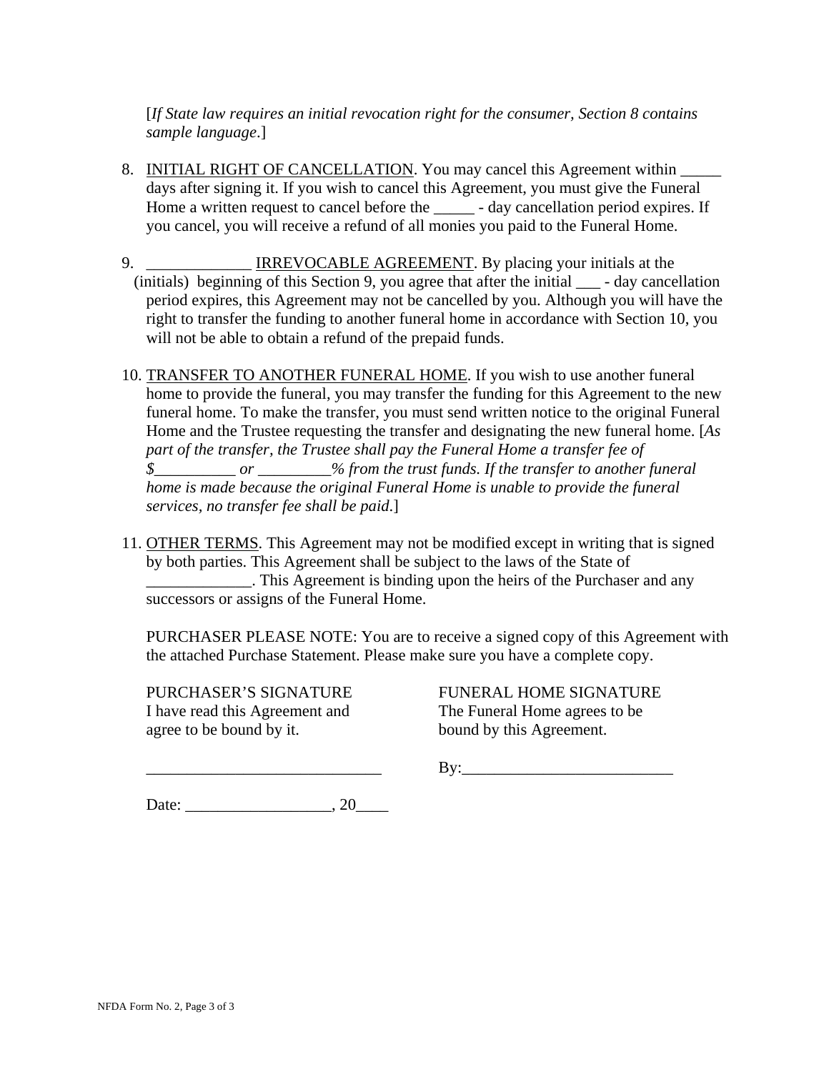[*If State law requires an initial revocation right for the consumer, Section 8 contains sample language*.]

8. INITIAL RIGHT OF CANCELLATION. You may cancel this Agreement within _____ days after signing it. If you wish to cancel this Agreement, you must give the Funeral Home a written request to cancel before the _____ - day cancellation period expires. If you cancel, you will receive a refund of all monies you paid to the Funeral Home.

9. _____________ IRREVOCABLE AGREEMENT. By placing your initials at the (initials) beginning of this Section 9, you agree that after the initial ___ - day cancellation period expires, this Agreement may not be cancelled by you. Although you will have the right to transfer the funding to another funeral home in accordance with Section 10, you will not be able to obtain a refund of the prepaid funds.

10. TRANSFER TO ANOTHER FUNERAL HOME. If you wish to use another funeral home to provide the funeral, you may transfer the funding for this Agreement to the new funeral home. To make the transfer, you must send written notice to the original Funeral Home and the Trustee requesting the transfer and designating the new funeral home. [*As part of the transfer, the Trustee shall pay the Funeral Home a transfer fee of $__________ or _________% from the trust funds. If the transfer to another funeral home is made because the original Funeral Home is unable to provide the funeral services, no transfer fee shall be paid*.]

11. OTHER TERMS. This Agreement may not be modified except in writing that is signed by both parties. This Agreement shall be subject to the laws of the State of _____________. This Agreement is binding upon the heirs of the Purchaser and any successors or assigns of the Funeral Home.

PURCHASER PLEASE NOTE: You are to receive a signed copy of this Agreement with the attached Purchase Statement. Please make sure you have a complete copy.

PURCHASER'S SIGNATURE
I have read this Agreement and agree to be bound by it.

_____________________________

Date: __________________, 20____

FUNERAL HOME SIGNATURE
The Funeral Home agrees to be bound by this Agreement.

By:__________________________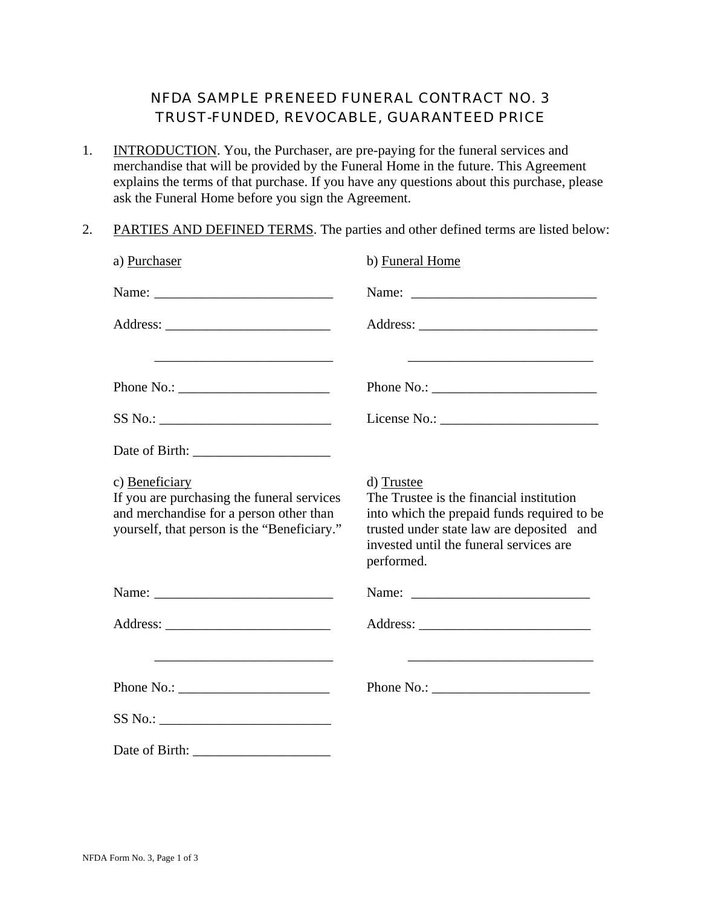# NFDA SAMPLE PRENEED FUNERAL CONTRACT NO. 3
# TRUST-FUNDED, REVOCABLE, GUARANTEED PRICE

1. INTRODUCTION. You, the Purchaser, are pre-paying for the funeral services and merchandise that will be provided by the Funeral Home in the future. This Agreement explains the terms of that purchase. If you have any questions about this purchase, please ask the Funeral Home before you sign the Agreement.

2. PARTIES AND DEFINED TERMS. The parties and other defined terms are listed below:

a) Purchaser

Name: __________________________

Address: ________________________

__________________________

Phone No.: ______________________

SS No.: _________________________

Date of Birth: ____________________

b) Funeral Home

Name: ___________________________

Address: _________________________

___________________________

Phone No.: ________________________

License No.: _______________________

c) Beneficiary

If you are purchasing the funeral services and merchandise for a person other than yourself, that person is the "Beneficiary."

Name: __________________________

Address: ________________________

__________________________

Phone No.: ______________________

SS No.: _________________________

Date of Birth: ____________________

d) Trustee

The Trustee is the financial institution into which the prepaid funds required to be trusted under state law are deposited and invested until the funeral services are performed.

Name: __________________________

Address: _________________________

___________________________

Phone No.: _______________________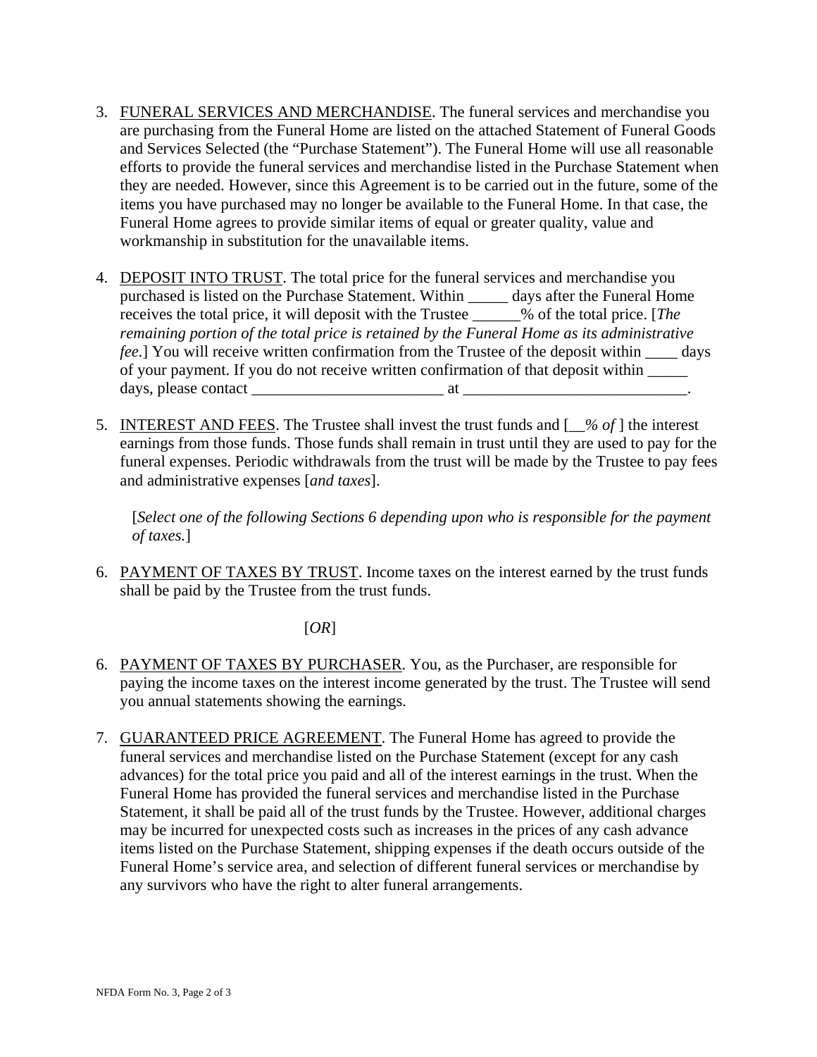3. <u>FUNERAL SERVICES AND MERCHANDISE</u>. The funeral services and merchandise you are purchasing from the Funeral Home are listed on the attached Statement of Funeral Goods and Services Selected (the "Purchase Statement"). The Funeral Home will use all reasonable efforts to provide the funeral services and merchandise listed in the Purchase Statement when they are needed. However, since this Agreement is to be carried out in the future, some of the items you have purchased may no longer be available to the Funeral Home. In that case, the Funeral Home agrees to provide similar items of equal or greater quality, value and workmanship in substitution for the unavailable items.

4. <u>DEPOSIT INTO TRUST</u>. The total price for the funeral services and merchandise you purchased is listed on the Purchase Statement. Within _____ days after the Funeral Home receives the total price, it will deposit with the Trustee ______% of the total price. [*The remaining portion of the total price is retained by the Funeral Home as its administrative fee.*] You will receive written confirmation from the Trustee of the deposit within ____ days of your payment. If you do not receive written confirmation of that deposit within _____ days, please contact ________________________ at ____________________________.

5. <u>INTEREST AND FEES</u>. The Trustee shall invest the trust funds and [*__% of* ] the interest earnings from those funds. Those funds shall remain in trust until they are used to pay for the funeral expenses. Periodic withdrawals from the trust will be made by the Trustee to pay fees and administrative expenses [*and taxes*].

   [*Select one of the following Sections 6 depending upon who is responsible for the payment of taxes.*]

6. <u>PAYMENT OF TAXES BY TRUST</u>. Income taxes on the interest earned by the trust funds shall be paid by the Trustee from the trust funds.

   [*OR*]

6. <u>PAYMENT OF TAXES BY PURCHASER</u>. You, as the Purchaser, are responsible for paying the income taxes on the interest income generated by the trust. The Trustee will send you annual statements showing the earnings.

7. <u>GUARANTEED PRICE AGREEMENT</u>. The Funeral Home has agreed to provide the funeral services and merchandise listed on the Purchase Statement (except for any cash advances) for the total price you paid and all of the interest earnings in the trust. When the Funeral Home has provided the funeral services and merchandise listed in the Purchase Statement, it shall be paid all of the trust funds by the Trustee. However, additional charges may be incurred for unexpected costs such as increases in the prices of any cash advance items listed on the Purchase Statement, shipping expenses if the death occurs outside of the Funeral Home's service area, and selection of different funeral services or merchandise by any survivors who have the right to alter funeral arrangements.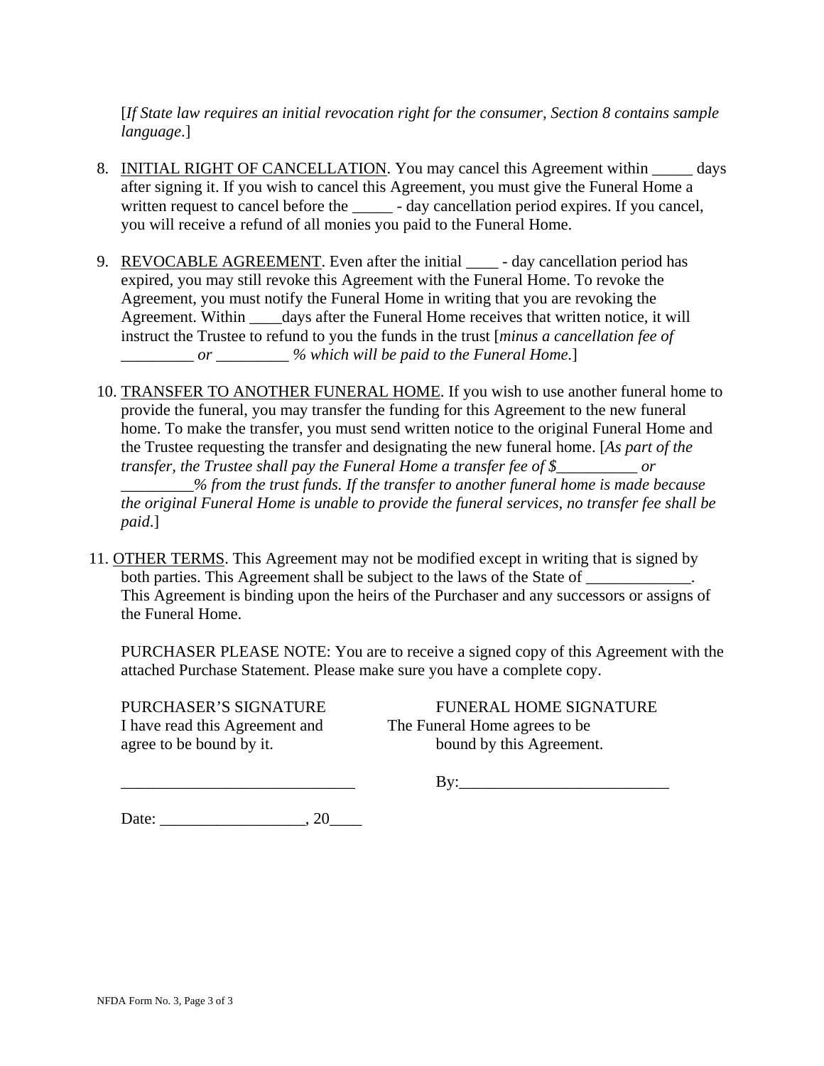[*If State law requires an initial revocation right for the consumer, Section 8 contains sample language*.]

8. <u>INITIAL RIGHT OF CANCELLATION</u>. You may cancel this Agreement within _____ days after signing it. If you wish to cancel this Agreement, you must give the Funeral Home a written request to cancel before the _____ - day cancellation period expires. If you cancel, you will receive a refund of all monies you paid to the Funeral Home.

9. <u>REVOCABLE AGREEMENT</u>. Even after the initial ____ - day cancellation period has expired, you may still revoke this Agreement with the Funeral Home. To revoke the Agreement, you must notify the Funeral Home in writing that you are revoking the Agreement. Within ____days after the Funeral Home receives that written notice, it will instruct the Trustee to refund to you the funds in the trust [*minus a cancellation fee of _________ or _________ % which will be paid to the Funeral Home.*]

10. <u>TRANSFER TO ANOTHER FUNERAL HOME</u>. If you wish to use another funeral home to provide the funeral, you may transfer the funding for this Agreement to the new funeral home. To make the transfer, you must send written notice to the original Funeral Home and the Trustee requesting the transfer and designating the new funeral home. [*As part of the transfer, the Trustee shall pay the Funeral Home a transfer fee of $__________ or _________% from the trust funds. If the transfer to another funeral home is made because the original Funeral Home is unable to provide the funeral services, no transfer fee shall be paid*.]

11. <u>OTHER TERMS</u>. This Agreement may not be modified except in writing that is signed by both parties. This Agreement shall be subject to the laws of the State of _____________. This Agreement is binding upon the heirs of the Purchaser and any successors or assigns of the Funeral Home.

PURCHASER PLEASE NOTE: You are to receive a signed copy of this Agreement with the attached Purchase Statement. Please make sure you have a complete copy.

PURCHASER'S SIGNATURE
I have read this Agreement and agree to be bound by it.

_____________________________

Date: _________________, 20____

FUNERAL HOME SIGNATURE
The Funeral Home agrees to be bound by this Agreement.

By:_________________________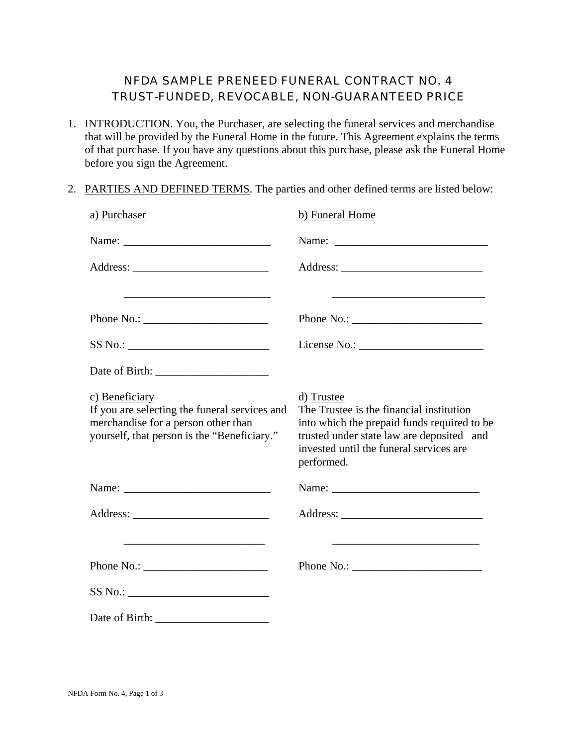# NFDA SAMPLE PRENEED FUNERAL CONTRACT NO. 4
# TRUST-FUNDED, REVOCABLE, NON-GUARANTEED PRICE

1. INTRODUCTION. You, the Purchaser, are selecting the funeral services and merchandise that will be provided by the Funeral Home in the future. This Agreement explains the terms of that purchase. If you have any questions about this purchase, please ask the Funeral Home before you sign the Agreement.

2. PARTIES AND DEFINED TERMS. The parties and other defined terms are listed below:

   a) Purchaser

   Name: ___________________________

   Address: _________________________

   ___________________________

   Phone No.: _______________________

   SS No.: __________________________

   Date of Birth: _____________________

   b) Funeral Home

   Name: ___________________________

   Address: _________________________

   ___________________________

   Phone No.: _______________________

   License No.: _______________________

   c) Beneficiary
   If you are selecting the funeral services and merchandise for a person other than yourself, that person is the "Beneficiary."

   Name: ___________________________

   Address: _________________________

   ___________________________

   Phone No.: _______________________

   SS No.: __________________________

   Date of Birth: _____________________

   d) Trustee
   The Trustee is the financial institution into which the prepaid funds required to be trusted under state law are deposited and invested until the funeral services are performed.

   Name: ___________________________

   Address: _________________________

   ___________________________

   Phone No.: _______________________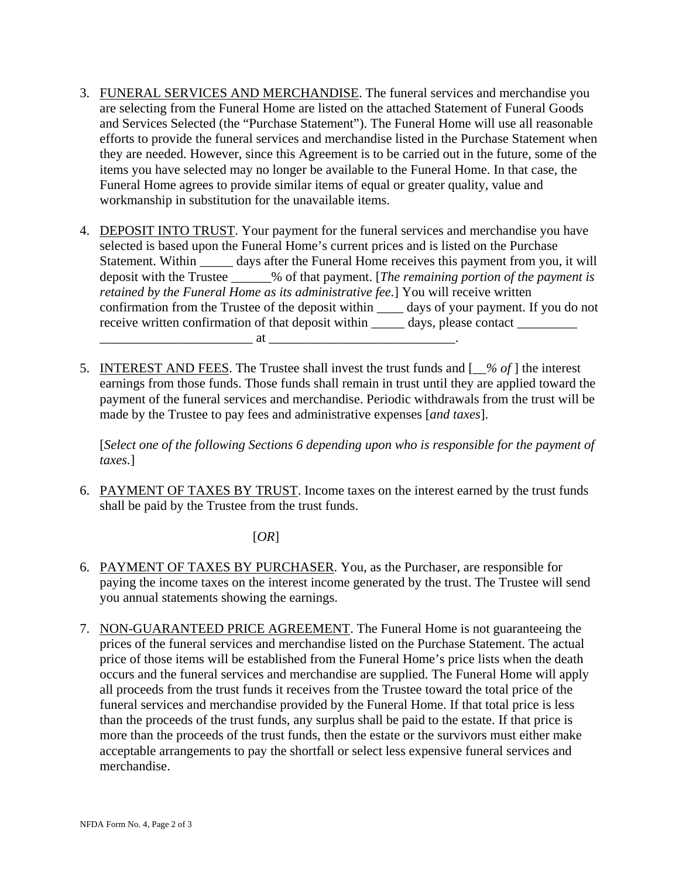3. FUNERAL SERVICES AND MERCHANDISE. The funeral services and merchandise you are selecting from the Funeral Home are listed on the attached Statement of Funeral Goods and Services Selected (the "Purchase Statement"). The Funeral Home will use all reasonable efforts to provide the funeral services and merchandise listed in the Purchase Statement when they are needed. However, since this Agreement is to be carried out in the future, some of the items you have selected may no longer be available to the Funeral Home. In that case, the Funeral Home agrees to provide similar items of equal or greater quality, value and workmanship in substitution for the unavailable items.

4. DEPOSIT INTO TRUST. Your payment for the funeral services and merchandise you have selected is based upon the Funeral Home's current prices and is listed on the Purchase Statement. Within _____ days after the Funeral Home receives this payment from you, it will deposit with the Trustee ______% of that payment. [*The remaining portion of the payment is retained by the Funeral Home as its administrative fee.*] You will receive written confirmation from the Trustee of the deposit within ____ days of your payment. If you do not receive written confirmation of that deposit within _____ days, please contact _________ _______________________ at ____________________________.

5. INTEREST AND FEES. The Trustee shall invest the trust funds and [*__% of* ] the interest earnings from those funds. Those funds shall remain in trust until they are applied toward the payment of the funeral services and merchandise. Periodic withdrawals from the trust will be made by the Trustee to pay fees and administrative expenses [*and taxes*].

   [*Select one of the following Sections 6 depending upon who is responsible for the payment of taxes.*]

6. PAYMENT OF TAXES BY TRUST. Income taxes on the interest earned by the trust funds shall be paid by the Trustee from the trust funds.

   [*OR*]

6. PAYMENT OF TAXES BY PURCHASER. You, as the Purchaser, are responsible for paying the income taxes on the interest income generated by the trust. The Trustee will send you annual statements showing the earnings.

7. NON-GUARANTEED PRICE AGREEMENT. The Funeral Home is not guaranteeing the prices of the funeral services and merchandise listed on the Purchase Statement. The actual price of those items will be established from the Funeral Home's price lists when the death occurs and the funeral services and merchandise are supplied. The Funeral Home will apply all proceeds from the trust funds it receives from the Trustee toward the total price of the funeral services and merchandise provided by the Funeral Home. If that total price is less than the proceeds of the trust funds, any surplus shall be paid to the estate. If that price is more than the proceeds of the trust funds, then the estate or the survivors must either make acceptable arrangements to pay the shortfall or select less expensive funeral services and merchandise.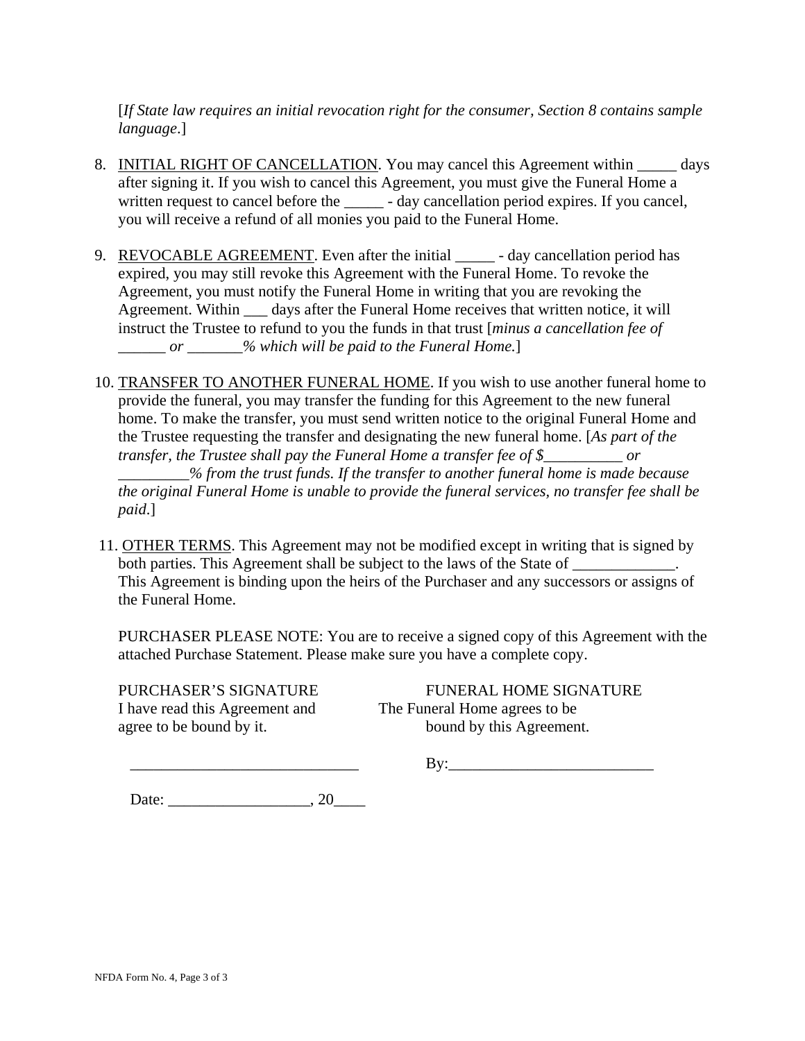[*If State law requires an initial revocation right for the consumer, Section 8 contains sample language*.]

8. <u>INITIAL RIGHT OF CANCELLATION</u>. You may cancel this Agreement within _____ days after signing it. If you wish to cancel this Agreement, you must give the Funeral Home a written request to cancel before the _____ - day cancellation period expires. If you cancel, you will receive a refund of all monies you paid to the Funeral Home.

9. <u>REVOCABLE AGREEMENT</u>. Even after the initial _____ - day cancellation period has expired, you may still revoke this Agreement with the Funeral Home. To revoke the Agreement, you must notify the Funeral Home in writing that you are revoking the Agreement. Within ___ days after the Funeral Home receives that written notice, it will instruct the Trustee to refund to you the funds in that trust [*minus a cancellation fee of ______ or _______% which will be paid to the Funeral Home.*]

10. <u>TRANSFER TO ANOTHER FUNERAL HOME</u>. If you wish to use another funeral home to provide the funeral, you may transfer the funding for this Agreement to the new funeral home. To make the transfer, you must send written notice to the original Funeral Home and the Trustee requesting the transfer and designating the new funeral home. [*As part of the transfer, the Trustee shall pay the Funeral Home a transfer fee of $__________ or _________% from the trust funds. If the transfer to another funeral home is made because the original Funeral Home is unable to provide the funeral services, no transfer fee shall be paid*.]

11. <u>OTHER TERMS</u>. This Agreement may not be modified except in writing that is signed by both parties. This Agreement shall be subject to the laws of the State of _____________. This Agreement is binding upon the heirs of the Purchaser and any successors or assigns of the Funeral Home.

PURCHASER PLEASE NOTE: You are to receive a signed copy of this Agreement with the attached Purchase Statement. Please make sure you have a complete copy.

PURCHASER'S SIGNATURE
I have read this Agreement and agree to be bound by it.

_____________________________

Date: _________________, 20____

FUNERAL HOME SIGNATURE
The Funeral Home agrees to be bound by this Agreement.

By:_________________________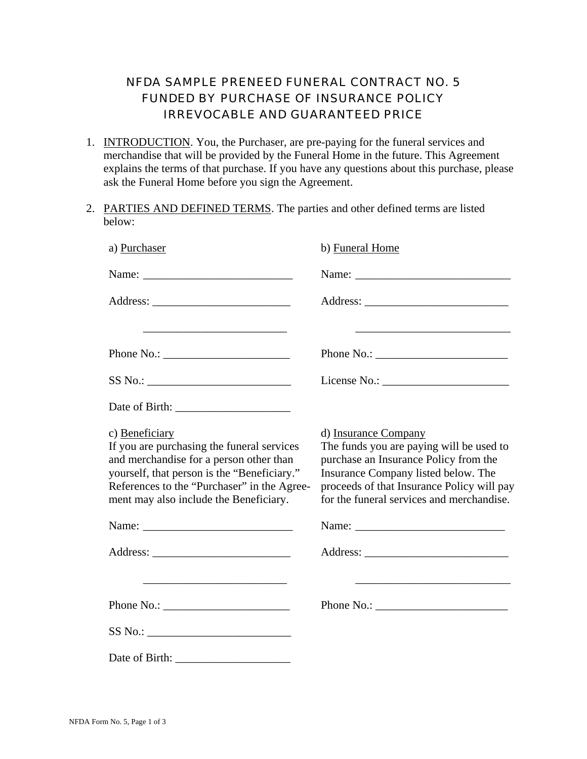# NFDA SAMPLE PRENEED FUNERAL CONTRACT NO. 5
# FUNDED BY PURCHASE OF INSURANCE POLICY
# IRREVOCABLE AND GUARANTEED PRICE

1. INTRODUCTION. You, the Purchaser, are pre-paying for the funeral services and merchandise that will be provided by the Funeral Home in the future. This Agreement explains the terms of that purchase. If you have any questions about this purchase, please ask the Funeral Home before you sign the Agreement.

2. PARTIES AND DEFINED TERMS. The parties and other defined terms are listed below:

a) Purchaser

Name: __________________________

Address: ________________________

________________________

Phone No.: ______________________

SS No.: _________________________

Date of Birth: ____________________

b) Funeral Home

Name: ___________________________

Address: _________________________

___________________________

Phone No.: _______________________

License No.: ______________________

c) Beneficiary

If you are purchasing the funeral services and merchandise for a person other than yourself, that person is the "Beneficiary." References to the "Purchaser" in the Agreement may also include the Beneficiary.

Name: __________________________

Address: ________________________

________________________

Phone No.: ______________________

SS No.: _________________________

Date of Birth: ____________________

d) Insurance Company

The funds you are paying will be used to purchase an Insurance Policy from the Insurance Company listed below. The proceeds of that Insurance Policy will pay for the funeral services and merchandise.

Name: __________________________

Address: _________________________

___________________________

Phone No.: _______________________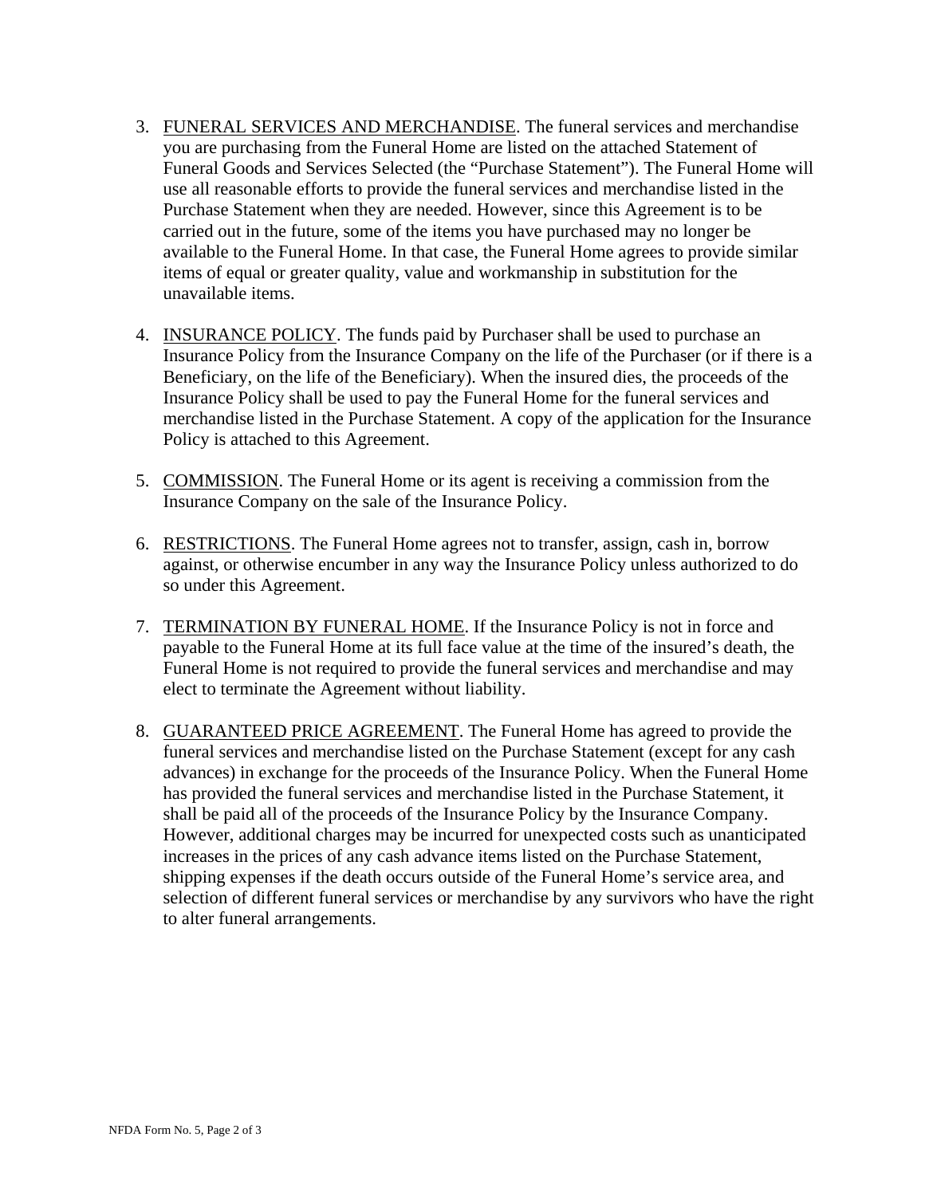3. <u>FUNERAL SERVICES AND MERCHANDISE</u>. The funeral services and merchandise you are purchasing from the Funeral Home are listed on the attached Statement of Funeral Goods and Services Selected (the "Purchase Statement"). The Funeral Home will use all reasonable efforts to provide the funeral services and merchandise listed in the Purchase Statement when they are needed. However, since this Agreement is to be carried out in the future, some of the items you have purchased may no longer be available to the Funeral Home. In that case, the Funeral Home agrees to provide similar items of equal or greater quality, value and workmanship in substitution for the unavailable items.

4. <u>INSURANCE POLICY</u>. The funds paid by Purchaser shall be used to purchase an Insurance Policy from the Insurance Company on the life of the Purchaser (or if there is a Beneficiary, on the life of the Beneficiary). When the insured dies, the proceeds of the Insurance Policy shall be used to pay the Funeral Home for the funeral services and merchandise listed in the Purchase Statement. A copy of the application for the Insurance Policy is attached to this Agreement.

5. <u>COMMISSION</u>. The Funeral Home or its agent is receiving a commission from the Insurance Company on the sale of the Insurance Policy.

6. <u>RESTRICTIONS</u>. The Funeral Home agrees not to transfer, assign, cash in, borrow against, or otherwise encumber in any way the Insurance Policy unless authorized to do so under this Agreement.

7. <u>TERMINATION BY FUNERAL HOME</u>. If the Insurance Policy is not in force and payable to the Funeral Home at its full face value at the time of the insured's death, the Funeral Home is not required to provide the funeral services and merchandise and may elect to terminate the Agreement without liability.

8. <u>GUARANTEED PRICE AGREEMENT</u>. The Funeral Home has agreed to provide the funeral services and merchandise listed on the Purchase Statement (except for any cash advances) in exchange for the proceeds of the Insurance Policy. When the Funeral Home has provided the funeral services and merchandise listed in the Purchase Statement, it shall be paid all of the proceeds of the Insurance Policy by the Insurance Company. However, additional charges may be incurred for unexpected costs such as unanticipated increases in the prices of any cash advance items listed on the Purchase Statement, shipping expenses if the death occurs outside of the Funeral Home's service area, and selection of different funeral services or merchandise by any survivors who have the right to alter funeral arrangements.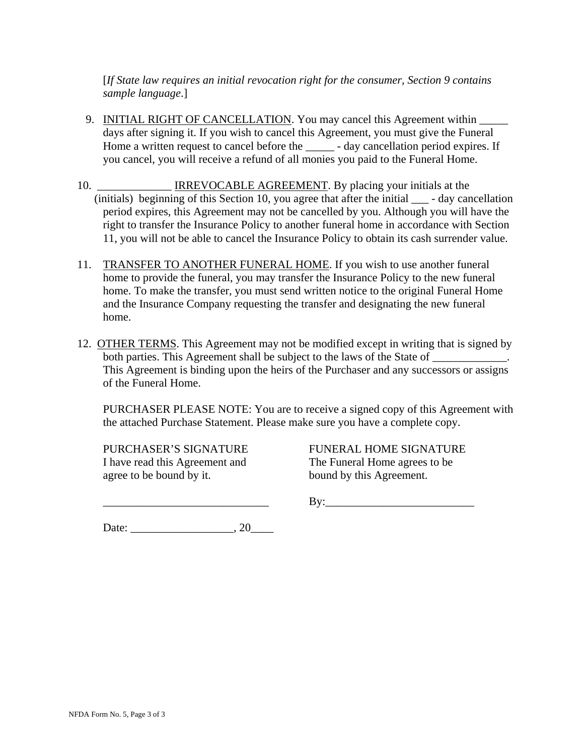[*If State law requires an initial revocation right for the consumer, Section 9 contains sample language*.]

9. <u>INITIAL RIGHT OF CANCELLATION</u>. You may cancel this Agreement within _____ days after signing it. If you wish to cancel this Agreement, you must give the Funeral Home a written request to cancel before the _____ - day cancellation period expires. If you cancel, you will receive a refund of all monies you paid to the Funeral Home.

10. _____________ <u>IRREVOCABLE AGREEMENT</u>. By placing your initials at the (initials) beginning of this Section 10, you agree that after the initial ___ - day cancellation period expires, this Agreement may not be cancelled by you. Although you will have the right to transfer the Insurance Policy to another funeral home in accordance with Section 11, you will not be able to cancel the Insurance Policy to obtain its cash surrender value.

11. <u>TRANSFER TO ANOTHER FUNERAL HOME</u>. If you wish to use another funeral home to provide the funeral, you may transfer the Insurance Policy to the new funeral home. To make the transfer, you must send written notice to the original Funeral Home and the Insurance Company requesting the transfer and designating the new funeral home.

12. <u>OTHER TERMS</u>. This Agreement may not be modified except in writing that is signed by both parties. This Agreement shall be subject to the laws of the State of _____________. This Agreement is binding upon the heirs of the Purchaser and any successors or assigns of the Funeral Home.

PURCHASER PLEASE NOTE: You are to receive a signed copy of this Agreement with the attached Purchase Statement. Please make sure you have a complete copy.

| PURCHASER'S SIGNATURE | FUNERAL HOME SIGNATURE |
|---|---|
| I have read this Agreement and agree to be bound by it. | The Funeral Home agrees to be bound by this Agreement. |
| _____________________________ | By:__________________________ |

Date: __________________, 20____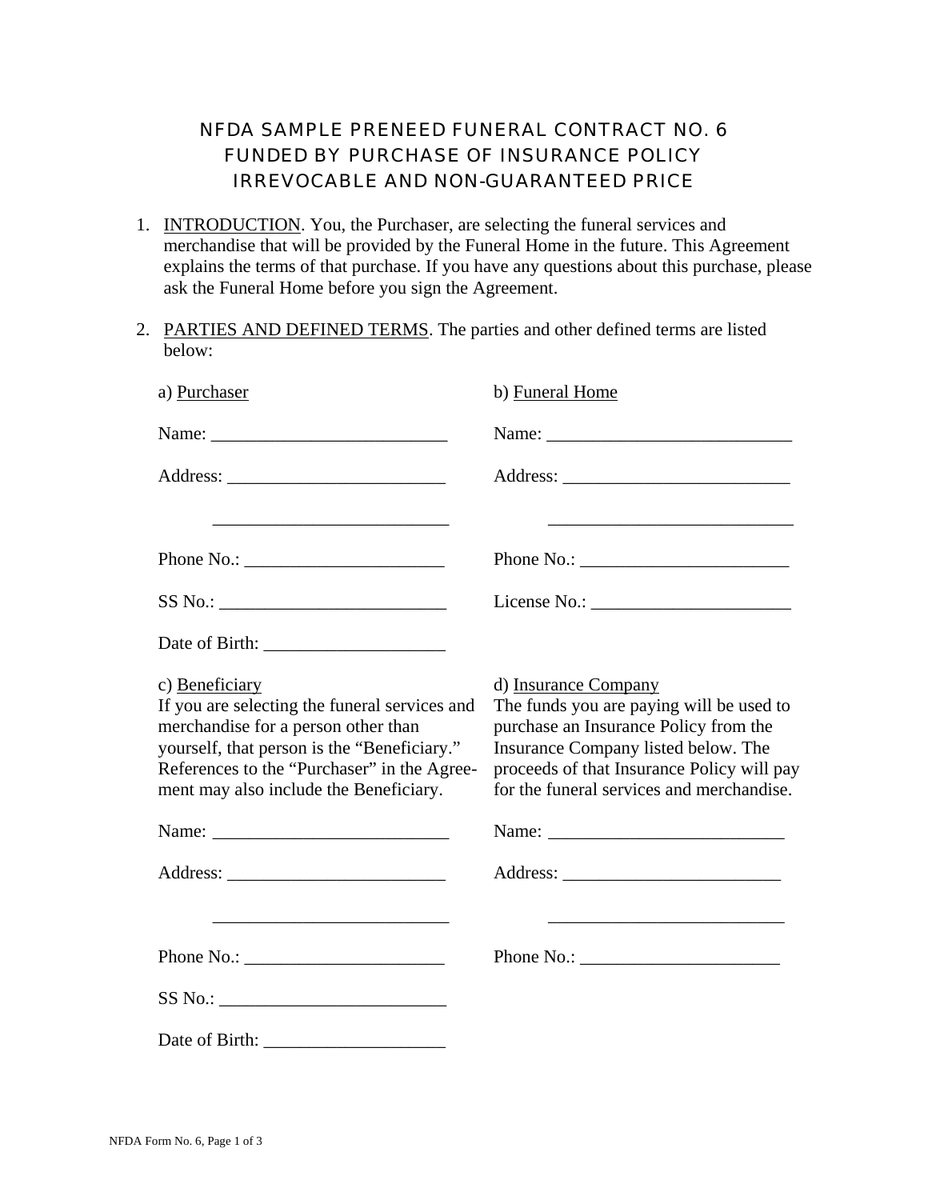# NFDA SAMPLE PRENEED FUNERAL CONTRACT NO. 6
# FUNDED BY PURCHASE OF INSURANCE POLICY
# IRREVOCABLE AND NON-GUARANTEED PRICE

1. INTRODUCTION. You, the Purchaser, are selecting the funeral services and merchandise that will be provided by the Funeral Home in the future. This Agreement explains the terms of that purchase. If you have any questions about this purchase, please ask the Funeral Home before you sign the Agreement.

2. PARTIES AND DEFINED TERMS. The parties and other defined terms are listed below:

a) Purchaser

Name: __________________________

Address: ________________________

__________________________

Phone No.: ______________________

SS No.: _________________________

Date of Birth: ____________________

b) Funeral Home

Name: ___________________________

Address: _________________________

___________________________

Phone No.: _______________________

License No.: ______________________

c) Beneficiary

If you are selecting the funeral services and merchandise for a person other than yourself, that person is the "Beneficiary." References to the "Purchaser" in the Agreement may also include the Beneficiary.

Name: __________________________

Address: ________________________

__________________________

Phone No.: ______________________

SS No.: _________________________

Date of Birth: ____________________

d) Insurance Company

The funds you are paying will be used to purchase an Insurance Policy from the Insurance Company listed below. The proceeds of that Insurance Policy will pay for the funeral services and merchandise.

Name: __________________________

Address: ________________________

__________________________

Phone No.: ______________________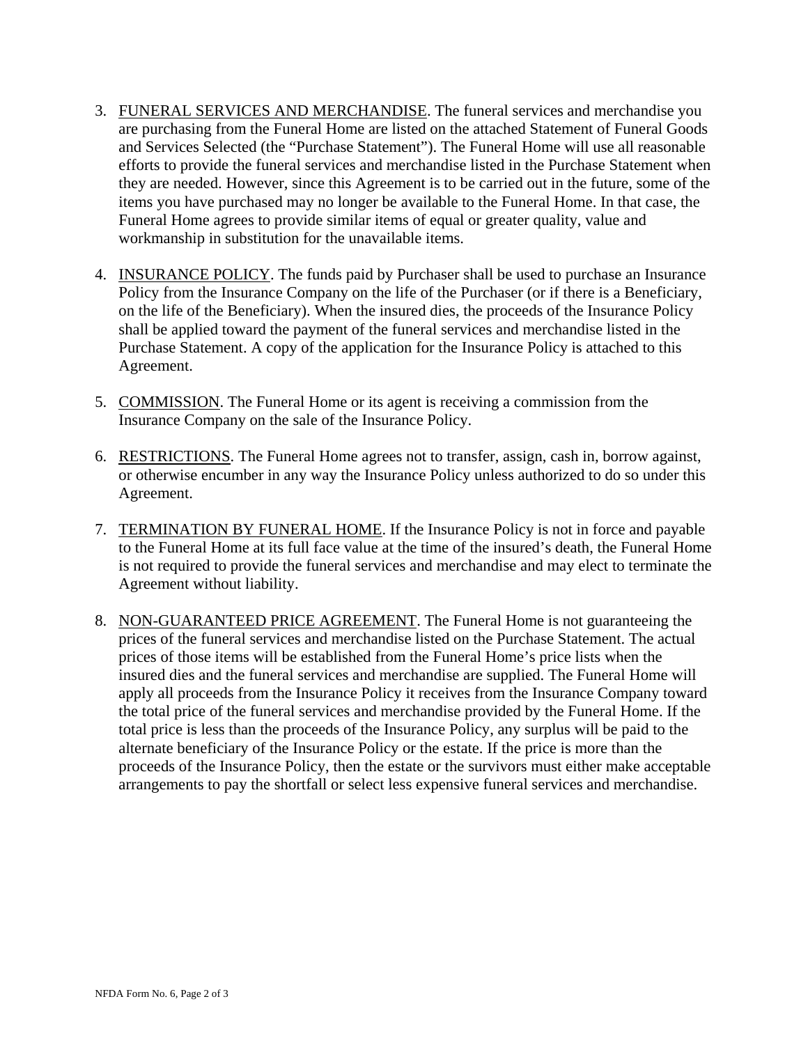3. <u>FUNERAL SERVICES AND MERCHANDISE</u>. The funeral services and merchandise you are purchasing from the Funeral Home are listed on the attached Statement of Funeral Goods and Services Selected (the "Purchase Statement"). The Funeral Home will use all reasonable efforts to provide the funeral services and merchandise listed in the Purchase Statement when they are needed. However, since this Agreement is to be carried out in the future, some of the items you have purchased may no longer be available to the Funeral Home. In that case, the Funeral Home agrees to provide similar items of equal or greater quality, value and workmanship in substitution for the unavailable items.

4. <u>INSURANCE POLICY</u>. The funds paid by Purchaser shall be used to purchase an Insurance Policy from the Insurance Company on the life of the Purchaser (or if there is a Beneficiary, on the life of the Beneficiary). When the insured dies, the proceeds of the Insurance Policy shall be applied toward the payment of the funeral services and merchandise listed in the Purchase Statement. A copy of the application for the Insurance Policy is attached to this Agreement.

5. <u>COMMISSION</u>. The Funeral Home or its agent is receiving a commission from the Insurance Company on the sale of the Insurance Policy.

6. <u>RESTRICTIONS</u>. The Funeral Home agrees not to transfer, assign, cash in, borrow against, or otherwise encumber in any way the Insurance Policy unless authorized to do so under this Agreement.

7. <u>TERMINATION BY FUNERAL HOME</u>. If the Insurance Policy is not in force and payable to the Funeral Home at its full face value at the time of the insured's death, the Funeral Home is not required to provide the funeral services and merchandise and may elect to terminate the Agreement without liability.

8. <u>NON-GUARANTEED PRICE AGREEMENT</u>. The Funeral Home is not guaranteeing the prices of the funeral services and merchandise listed on the Purchase Statement. The actual prices of those items will be established from the Funeral Home's price lists when the insured dies and the funeral services and merchandise are supplied. The Funeral Home will apply all proceeds from the Insurance Policy it receives from the Insurance Company toward the total price of the funeral services and merchandise provided by the Funeral Home. If the total price is less than the proceeds of the Insurance Policy, any surplus will be paid to the alternate beneficiary of the Insurance Policy or the estate. If the price is more than the proceeds of the Insurance Policy, then the estate or the survivors must either make acceptable arrangements to pay the shortfall or select less expensive funeral services and merchandise.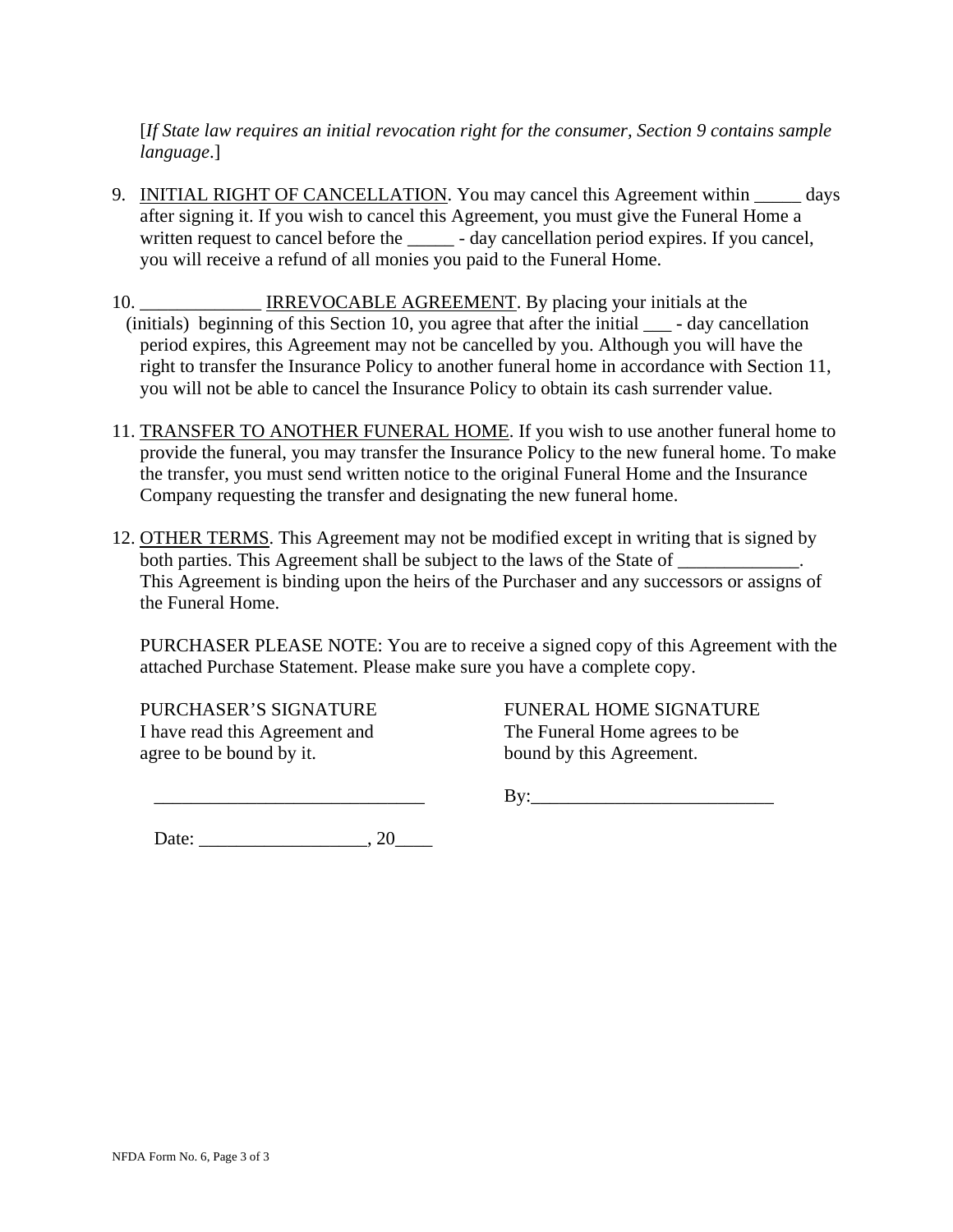[*If State law requires an initial revocation right for the consumer, Section 9 contains sample language*.]

9. INITIAL RIGHT OF CANCELLATION. You may cancel this Agreement within _____ days after signing it. If you wish to cancel this Agreement, you must give the Funeral Home a written request to cancel before the _____ - day cancellation period expires. If you cancel, you will receive a refund of all monies you paid to the Funeral Home.

10. _____________ IRREVOCABLE AGREEMENT. By placing your initials at the (initials) beginning of this Section 10, you agree that after the initial ___ - day cancellation period expires, this Agreement may not be cancelled by you. Although you will have the right to transfer the Insurance Policy to another funeral home in accordance with Section 11, you will not be able to cancel the Insurance Policy to obtain its cash surrender value.

11. TRANSFER TO ANOTHER FUNERAL HOME. If you wish to use another funeral home to provide the funeral, you may transfer the Insurance Policy to the new funeral home. To make the transfer, you must send written notice to the original Funeral Home and the Insurance Company requesting the transfer and designating the new funeral home.

12. OTHER TERMS. This Agreement may not be modified except in writing that is signed by both parties. This Agreement shall be subject to the laws of the State of _____________. This Agreement is binding upon the heirs of the Purchaser and any successors or assigns of the Funeral Home.

PURCHASER PLEASE NOTE: You are to receive a signed copy of this Agreement with the attached Purchase Statement. Please make sure you have a complete copy.

PURCHASER'S SIGNATURE
I have read this Agreement and agree to be bound by it.

____________________________

Date: __________________, 20____

FUNERAL HOME SIGNATURE
The Funeral Home agrees to be bound by this Agreement.

By:_________________________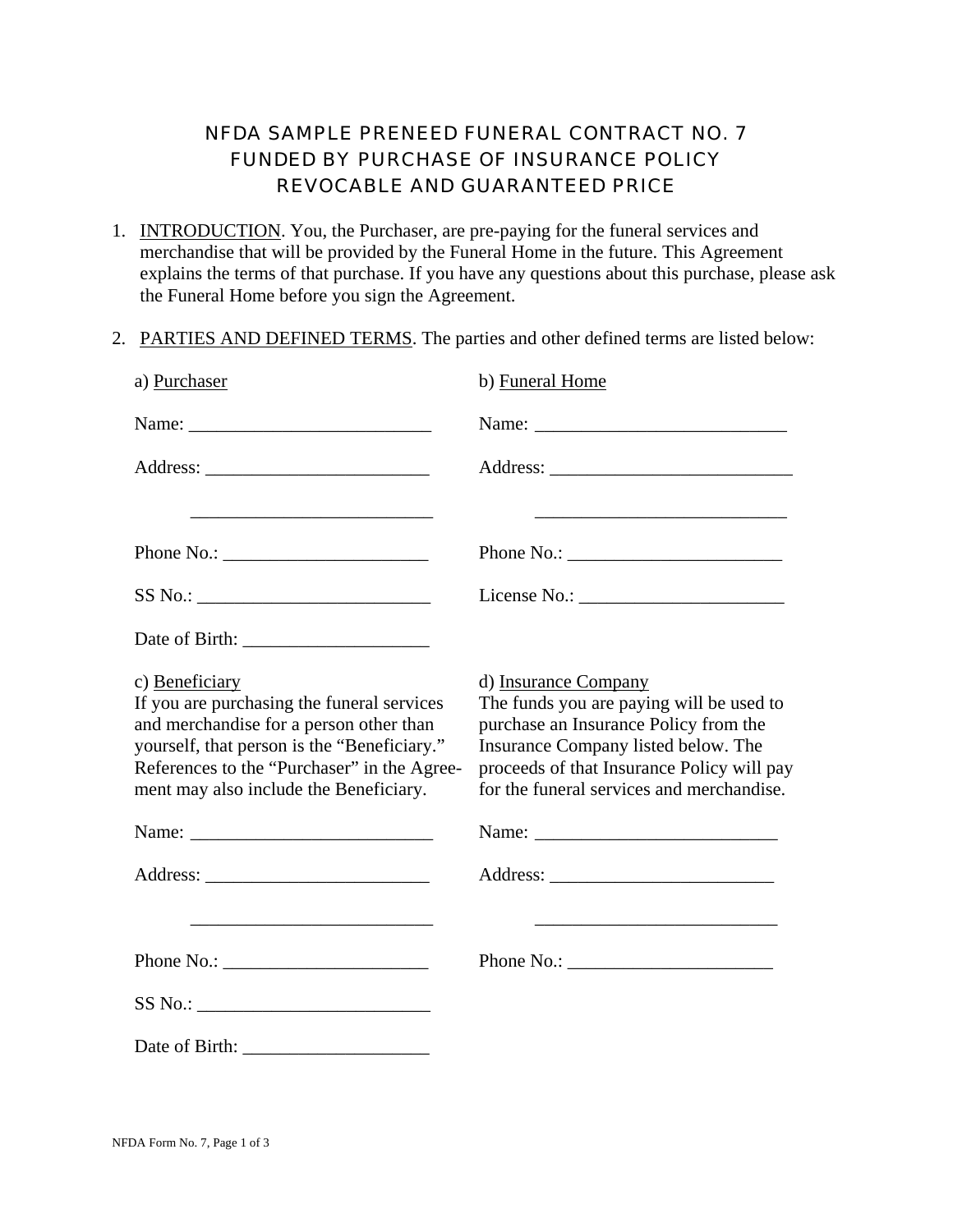# NFDA SAMPLE PRENEED FUNERAL CONTRACT NO. 7
## FUNDED BY PURCHASE OF INSURANCE POLICY
## REVOCABLE AND GUARANTEED PRICE

1. INTRODUCTION. You, the Purchaser, are pre-paying for the funeral services and merchandise that will be provided by the Funeral Home in the future. This Agreement explains the terms of that purchase. If you have any questions about this purchase, please ask the Funeral Home before you sign the Agreement.

2. PARTIES AND DEFINED TERMS. The parties and other defined terms are listed below:

   a) Purchaser

   Name: __________________________

   Address: ________________________

   __________________________

   Phone No.: ______________________

   SS No.: _________________________

   Date of Birth: ____________________

   b) Funeral Home

   Name: ___________________________

   Address: __________________________

   ___________________________

   Phone No.: _______________________

   License No.: ______________________

   c) Beneficiary
   If you are purchasing the funeral services and merchandise for a person other than yourself, that person is the "Beneficiary." References to the "Purchaser" in the Agreement may also include the Beneficiary.

   Name: __________________________

   Address: ________________________

   __________________________

   Phone No.: ______________________

   SS No.: _________________________

   Date of Birth: ____________________

   d) Insurance Company
   The funds you are paying will be used to purchase an Insurance Policy from the Insurance Company listed below. The proceeds of that Insurance Policy will pay for the funeral services and merchandise.

   Name: __________________________

   Address: ________________________

   __________________________

   Phone No.: ______________________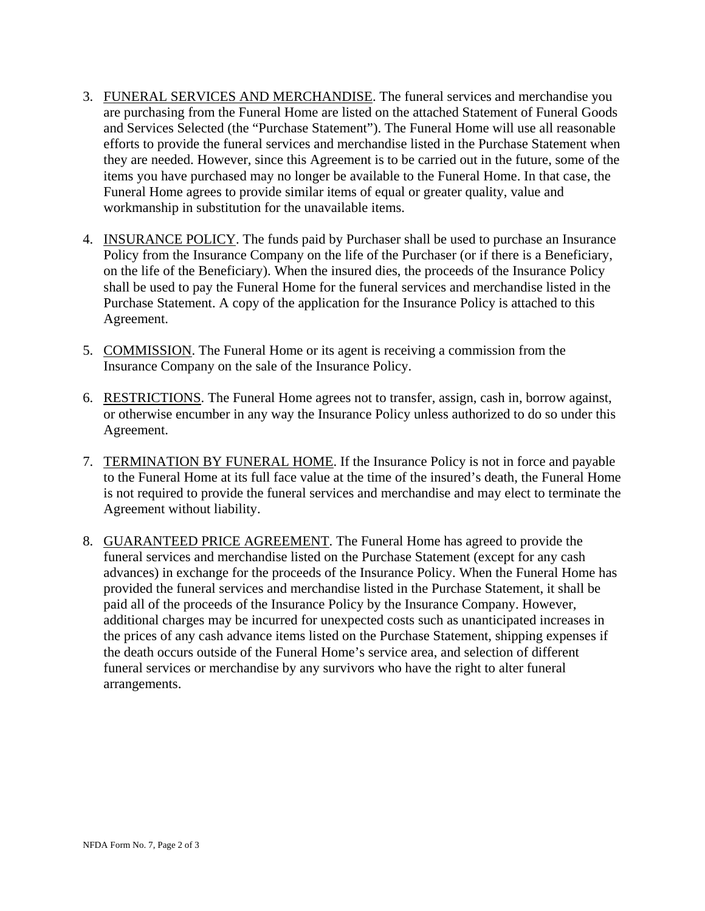3. FUNERAL SERVICES AND MERCHANDISE. The funeral services and merchandise you are purchasing from the Funeral Home are listed on the attached Statement of Funeral Goods and Services Selected (the "Purchase Statement"). The Funeral Home will use all reasonable efforts to provide the funeral services and merchandise listed in the Purchase Statement when they are needed. However, since this Agreement is to be carried out in the future, some of the items you have purchased may no longer be available to the Funeral Home. In that case, the Funeral Home agrees to provide similar items of equal or greater quality, value and workmanship in substitution for the unavailable items.

4. INSURANCE POLICY. The funds paid by Purchaser shall be used to purchase an Insurance Policy from the Insurance Company on the life of the Purchaser (or if there is a Beneficiary, on the life of the Beneficiary). When the insured dies, the proceeds of the Insurance Policy shall be used to pay the Funeral Home for the funeral services and merchandise listed in the Purchase Statement. A copy of the application for the Insurance Policy is attached to this Agreement.

5. COMMISSION. The Funeral Home or its agent is receiving a commission from the Insurance Company on the sale of the Insurance Policy.

6. RESTRICTIONS. The Funeral Home agrees not to transfer, assign, cash in, borrow against, or otherwise encumber in any way the Insurance Policy unless authorized to do so under this Agreement.

7. TERMINATION BY FUNERAL HOME. If the Insurance Policy is not in force and payable to the Funeral Home at its full face value at the time of the insured's death, the Funeral Home is not required to provide the funeral services and merchandise and may elect to terminate the Agreement without liability.

8. GUARANTEED PRICE AGREEMENT. The Funeral Home has agreed to provide the funeral services and merchandise listed on the Purchase Statement (except for any cash advances) in exchange for the proceeds of the Insurance Policy. When the Funeral Home has provided the funeral services and merchandise listed in the Purchase Statement, it shall be paid all of the proceeds of the Insurance Policy by the Insurance Company. However, additional charges may be incurred for unexpected costs such as unanticipated increases in the prices of any cash advance items listed on the Purchase Statement, shipping expenses if the death occurs outside of the Funeral Home's service area, and selection of different funeral services or merchandise by any survivors who have the right to alter funeral arrangements.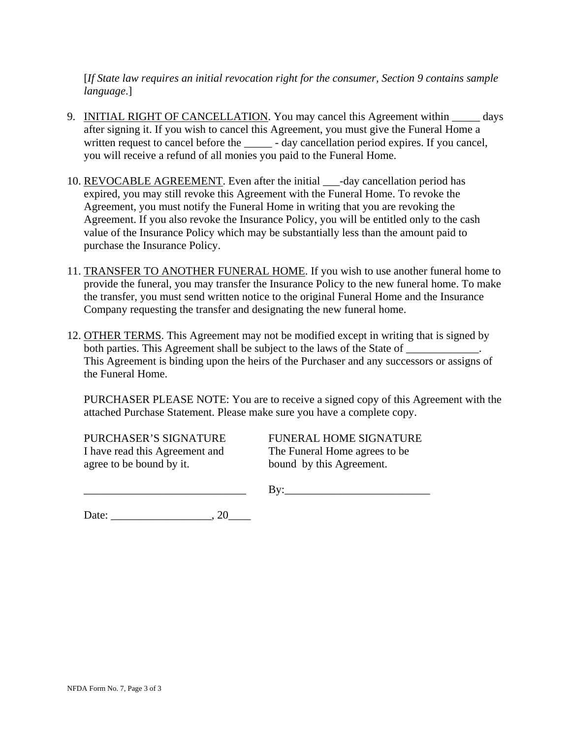[*If State law requires an initial revocation right for the consumer, Section 9 contains sample language*.]

9. <u>INITIAL RIGHT OF CANCELLATION</u>. You may cancel this Agreement within _____ days after signing it. If you wish to cancel this Agreement, you must give the Funeral Home a written request to cancel before the _____ - day cancellation period expires. If you cancel, you will receive a refund of all monies you paid to the Funeral Home.

10. <u>REVOCABLE AGREEMENT</u>. Even after the initial ___-day cancellation period has expired, you may still revoke this Agreement with the Funeral Home. To revoke the Agreement, you must notify the Funeral Home in writing that you are revoking the Agreement. If you also revoke the Insurance Policy, you will be entitled only to the cash value of the Insurance Policy which may be substantially less than the amount paid to purchase the Insurance Policy.

11. <u>TRANSFER TO ANOTHER FUNERAL HOME</u>. If you wish to use another funeral home to provide the funeral, you may transfer the Insurance Policy to the new funeral home. To make the transfer, you must send written notice to the original Funeral Home and the Insurance Company requesting the transfer and designating the new funeral home.

12. <u>OTHER TERMS</u>. This Agreement may not be modified except in writing that is signed by both parties. This Agreement shall be subject to the laws of the State of _____________. This Agreement is binding upon the heirs of the Purchaser and any successors or assigns of the Funeral Home.

    PURCHASER PLEASE NOTE: You are to receive a signed copy of this Agreement with the attached Purchase Statement. Please make sure you have a complete copy.

| PURCHASER'S SIGNATURE<br>I have read this Agreement and agree to be bound by it. | FUNERAL HOME SIGNATURE<br>The Funeral Home agrees to be bound by this Agreement. |
|---|---|
| ____________________________ | By:_________________________ |

Date: _________________, 20____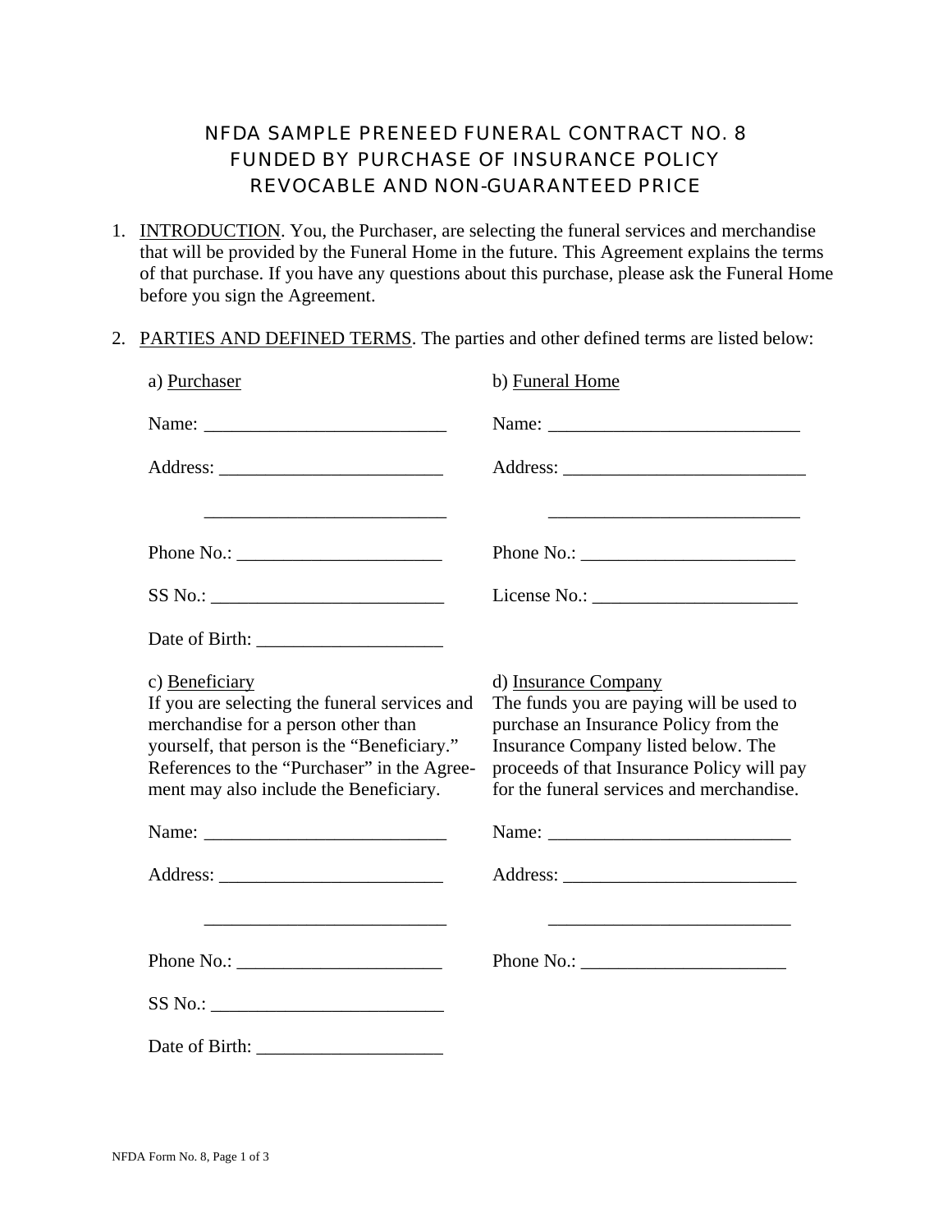# NFDA SAMPLE PRENEED FUNERAL CONTRACT NO. 8
# FUNDED BY PURCHASE OF INSURANCE POLICY
# REVOCABLE AND NON-GUARANTEED PRICE

1. INTRODUCTION. You, the Purchaser, are selecting the funeral services and merchandise that will be provided by the Funeral Home in the future. This Agreement explains the terms of that purchase. If you have any questions about this purchase, please ask the Funeral Home before you sign the Agreement.

2. PARTIES AND DEFINED TERMS. The parties and other defined terms are listed below:

a) Purchaser

Name: __________________________

Address: ________________________

__________________________

Phone No.: ______________________

SS No.: _________________________

Date of Birth: ____________________

b) Funeral Home

Name: ___________________________

Address: __________________________

___________________________

Phone No.: _______________________

License No.: ______________________

c) Beneficiary

If you are selecting the funeral services and merchandise for a person other than yourself, that person is the "Beneficiary." References to the "Purchaser" in the Agreement may also include the Beneficiary.

Name: __________________________

Address: ________________________

__________________________

Phone No.: ______________________

SS No.: _________________________

Date of Birth: ____________________

d) Insurance Company

The funds you are paying will be used to purchase an Insurance Policy from the Insurance Company listed below. The proceeds of that Insurance Policy will pay for the funeral services and merchandise.

Name: __________________________

Address: _________________________

__________________________

Phone No.: ______________________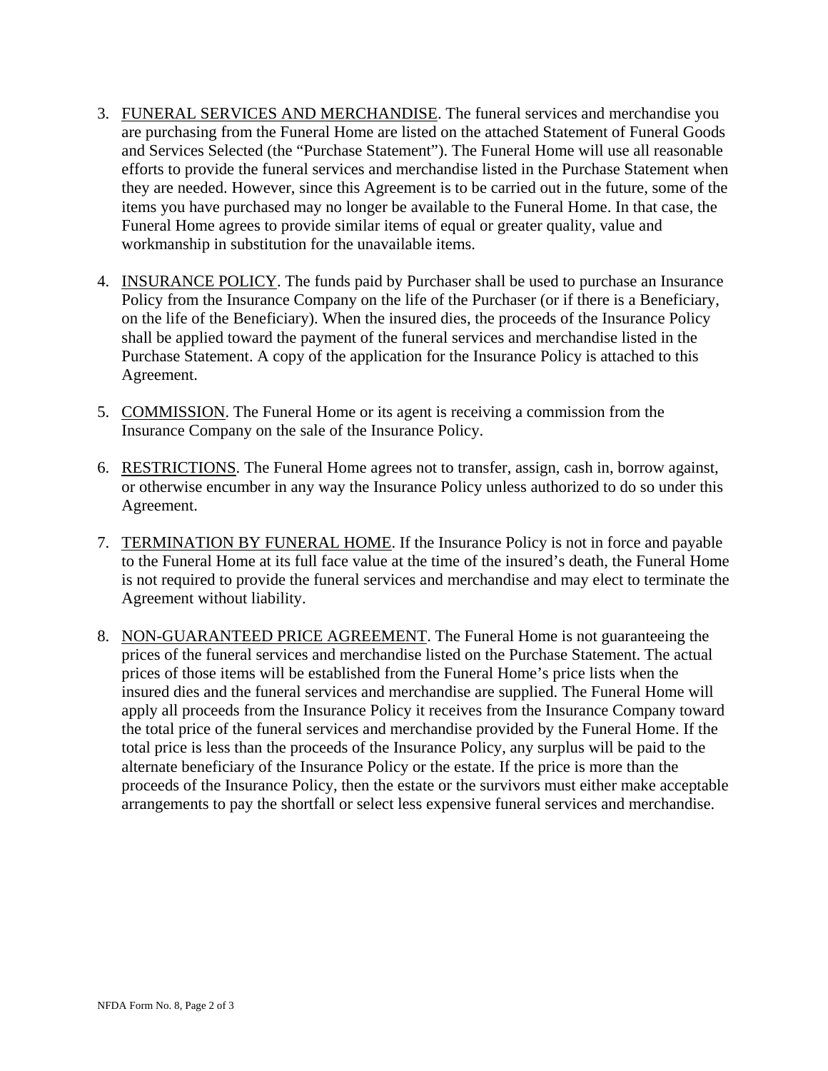3. FUNERAL SERVICES AND MERCHANDISE. The funeral services and merchandise you are purchasing from the Funeral Home are listed on the attached Statement of Funeral Goods and Services Selected (the "Purchase Statement"). The Funeral Home will use all reasonable efforts to provide the funeral services and merchandise listed in the Purchase Statement when they are needed. However, since this Agreement is to be carried out in the future, some of the items you have purchased may no longer be available to the Funeral Home. In that case, the Funeral Home agrees to provide similar items of equal or greater quality, value and workmanship in substitution for the unavailable items.

4. INSURANCE POLICY. The funds paid by Purchaser shall be used to purchase an Insurance Policy from the Insurance Company on the life of the Purchaser (or if there is a Beneficiary, on the life of the Beneficiary). When the insured dies, the proceeds of the Insurance Policy shall be applied toward the payment of the funeral services and merchandise listed in the Purchase Statement. A copy of the application for the Insurance Policy is attached to this Agreement.

5. COMMISSION. The Funeral Home or its agent is receiving a commission from the Insurance Company on the sale of the Insurance Policy.

6. RESTRICTIONS. The Funeral Home agrees not to transfer, assign, cash in, borrow against, or otherwise encumber in any way the Insurance Policy unless authorized to do so under this Agreement.

7. TERMINATION BY FUNERAL HOME. If the Insurance Policy is not in force and payable to the Funeral Home at its full face value at the time of the insured's death, the Funeral Home is not required to provide the funeral services and merchandise and may elect to terminate the Agreement without liability.

8. NON-GUARANTEED PRICE AGREEMENT. The Funeral Home is not guaranteeing the prices of the funeral services and merchandise listed on the Purchase Statement. The actual prices of those items will be established from the Funeral Home's price lists when the insured dies and the funeral services and merchandise are supplied. The Funeral Home will apply all proceeds from the Insurance Policy it receives from the Insurance Company toward the total price of the funeral services and merchandise provided by the Funeral Home. If the total price is less than the proceeds of the Insurance Policy, any surplus will be paid to the alternate beneficiary of the Insurance Policy or the estate. If the price is more than the proceeds of the Insurance Policy, then the estate or the survivors must either make acceptable arrangements to pay the shortfall or select less expensive funeral services and merchandise.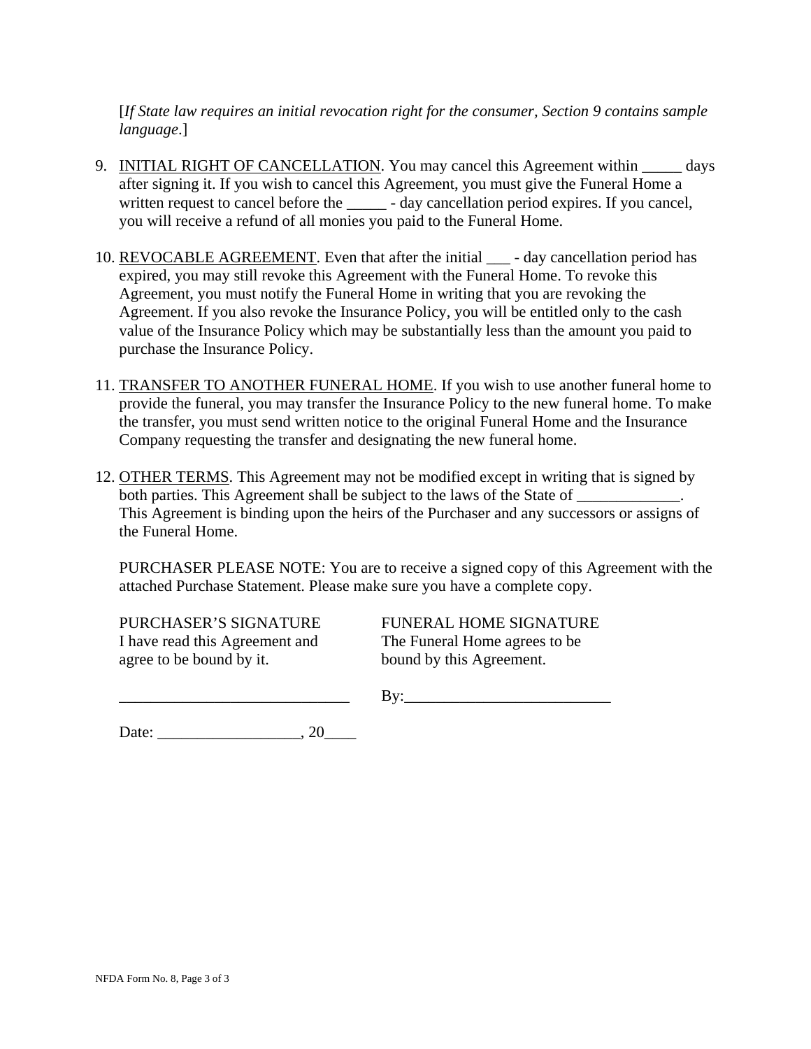[*If State law requires an initial revocation right for the consumer, Section 9 contains sample language*.]

9. <u>INITIAL RIGHT OF CANCELLATION</u>. You may cancel this Agreement within _____ days after signing it. If you wish to cancel this Agreement, you must give the Funeral Home a written request to cancel before the _____ - day cancellation period expires. If you cancel, you will receive a refund of all monies you paid to the Funeral Home.

10. <u>REVOCABLE AGREEMENT</u>. Even that after the initial ___ - day cancellation period has expired, you may still revoke this Agreement with the Funeral Home. To revoke this Agreement, you must notify the Funeral Home in writing that you are revoking the Agreement. If you also revoke the Insurance Policy, you will be entitled only to the cash value of the Insurance Policy which may be substantially less than the amount you paid to purchase the Insurance Policy.

11. <u>TRANSFER TO ANOTHER FUNERAL HOME</u>. If you wish to use another funeral home to provide the funeral, you may transfer the Insurance Policy to the new funeral home. To make the transfer, you must send written notice to the original Funeral Home and the Insurance Company requesting the transfer and designating the new funeral home.

12. <u>OTHER TERMS</u>. This Agreement may not be modified except in writing that is signed by both parties. This Agreement shall be subject to the laws of the State of _____________. This Agreement is binding upon the heirs of the Purchaser and any successors or assigns of the Funeral Home.

PURCHASER PLEASE NOTE: You are to receive a signed copy of this Agreement with the attached Purchase Statement. Please make sure you have a complete copy.

| PURCHASER'S SIGNATURE<br>I have read this Agreement and agree to be bound by it. | FUNERAL HOME SIGNATURE<br>The Funeral Home agrees to be bound by this Agreement. |
| --- | --- |
| _____________________________ | By:__________________________ |

Date: __________________, 20____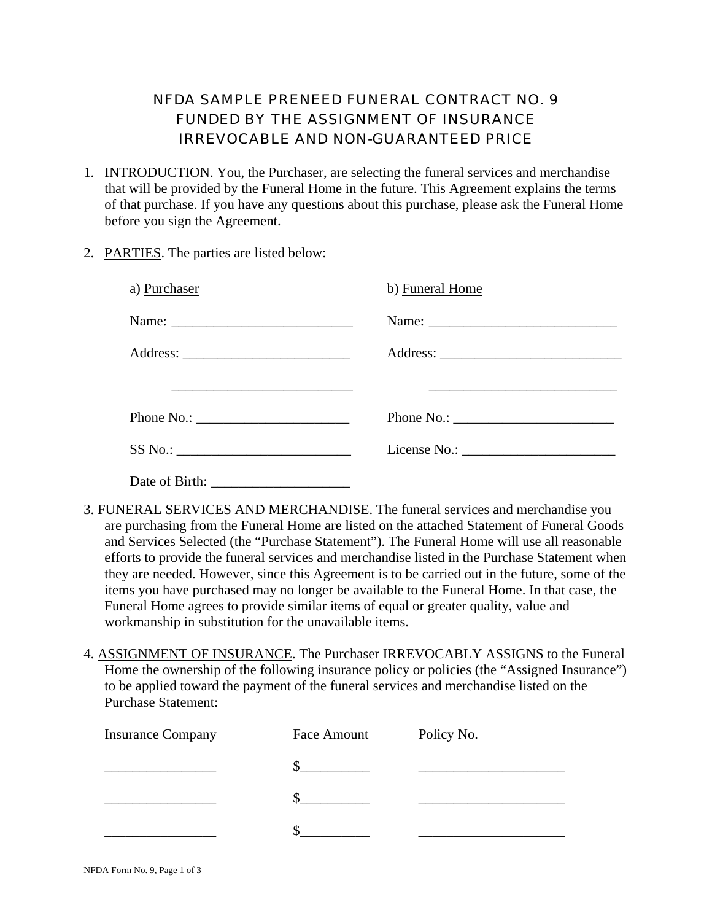# NFDA SAMPLE PRENEED FUNERAL CONTRACT NO. 9
# FUNDED BY THE ASSIGNMENT OF INSURANCE
# IRREVOCABLE AND NON-GUARANTEED PRICE

1. INTRODUCTION. You, the Purchaser, are selecting the funeral services and merchandise that will be provided by the Funeral Home in the future. This Agreement explains the terms of that purchase. If you have any questions about this purchase, please ask the Funeral Home before you sign the Agreement.

2. PARTIES. The parties are listed below:

| a) Purchaser | b) Funeral Home |
|---|---|
| Name: __________________________ | Name: ___________________________ |
| Address: ________________________ | Address: __________________________ |
| __________________________ | ___________________________ |
| Phone No.: ______________________ | Phone No.: _______________________ |
| SS No.: _________________________ | License No.: ______________________ |
| Date of Birth: ____________________ | |

3. FUNERAL SERVICES AND MERCHANDISE. The funeral services and merchandise you are purchasing from the Funeral Home are listed on the attached Statement of Funeral Goods and Services Selected (the "Purchase Statement"). The Funeral Home will use all reasonable efforts to provide the funeral services and merchandise listed in the Purchase Statement when they are needed. However, since this Agreement is to be carried out in the future, some of the items you have purchased may no longer be available to the Funeral Home. In that case, the Funeral Home agrees to provide similar items of equal or greater quality, value and workmanship in substitution for the unavailable items.

4. ASSIGNMENT OF INSURANCE. The Purchaser IRREVOCABLY ASSIGNS to the Funeral Home the ownership of the following insurance policy or policies (the "Assigned Insurance") to be applied toward the payment of the funeral services and merchandise listed on the Purchase Statement:

| Insurance Company | Face Amount | Policy No. |
|---|---|---|
| ________________ | $__________ | _____________________ |
| ________________ | $__________ | _____________________ |
| ________________ | $__________ | _____________________ |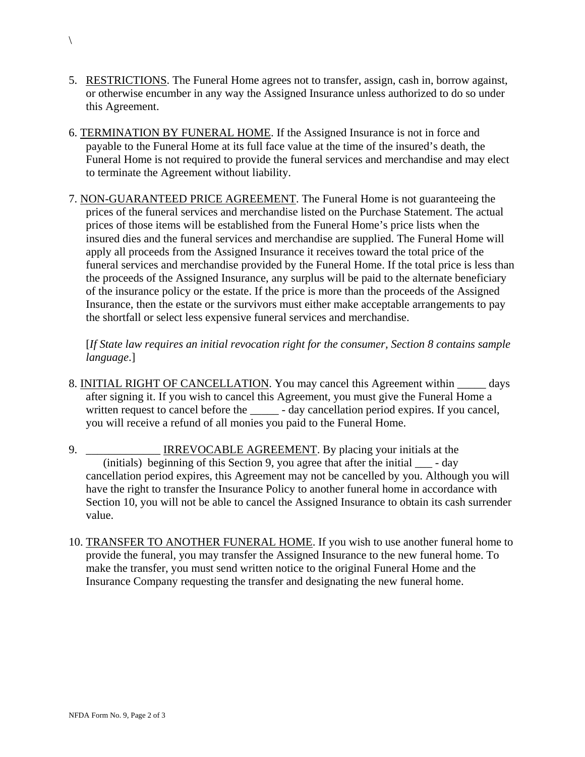\

5. <u>RESTRICTIONS</u>. The Funeral Home agrees not to transfer, assign, cash in, borrow against, or otherwise encumber in any way the Assigned Insurance unless authorized to do so under this Agreement.

6. <u>TERMINATION BY FUNERAL HOME</u>. If the Assigned Insurance is not in force and payable to the Funeral Home at its full face value at the time of the insured's death, the Funeral Home is not required to provide the funeral services and merchandise and may elect to terminate the Agreement without liability.

7. <u>NON-GUARANTEED PRICE AGREEMENT</u>. The Funeral Home is not guaranteeing the prices of the funeral services and merchandise listed on the Purchase Statement. The actual prices of those items will be established from the Funeral Home's price lists when the insured dies and the funeral services and merchandise are supplied. The Funeral Home will apply all proceeds from the Assigned Insurance it receives toward the total price of the funeral services and merchandise provided by the Funeral Home. If the total price is less than the proceeds of the Assigned Insurance, any surplus will be paid to the alternate beneficiary of the insurance policy or the estate. If the price is more than the proceeds of the Assigned Insurance, then the estate or the survivors must either make acceptable arrangements to pay the shortfall or select less expensive funeral services and merchandise.

   [*If State law requires an initial revocation right for the consumer, Section 8 contains sample language*.]

8. <u>INITIAL RIGHT OF CANCELLATION</u>. You may cancel this Agreement within _____ days after signing it. If you wish to cancel this Agreement, you must give the Funeral Home a written request to cancel before the _____ - day cancellation period expires. If you cancel, you will receive a refund of all monies you paid to the Funeral Home.

9. _____________ <u>IRREVOCABLE AGREEMENT</u>. By placing your initials at the (initials) beginning of this Section 9, you agree that after the initial ___ - day cancellation period expires, this Agreement may not be cancelled by you. Although you will have the right to transfer the Insurance Policy to another funeral home in accordance with Section 10, you will not be able to cancel the Assigned Insurance to obtain its cash surrender value.

10. <u>TRANSFER TO ANOTHER FUNERAL HOME</u>. If you wish to use another funeral home to provide the funeral, you may transfer the Assigned Insurance to the new funeral home. To make the transfer, you must send written notice to the original Funeral Home and the Insurance Company requesting the transfer and designating the new funeral home.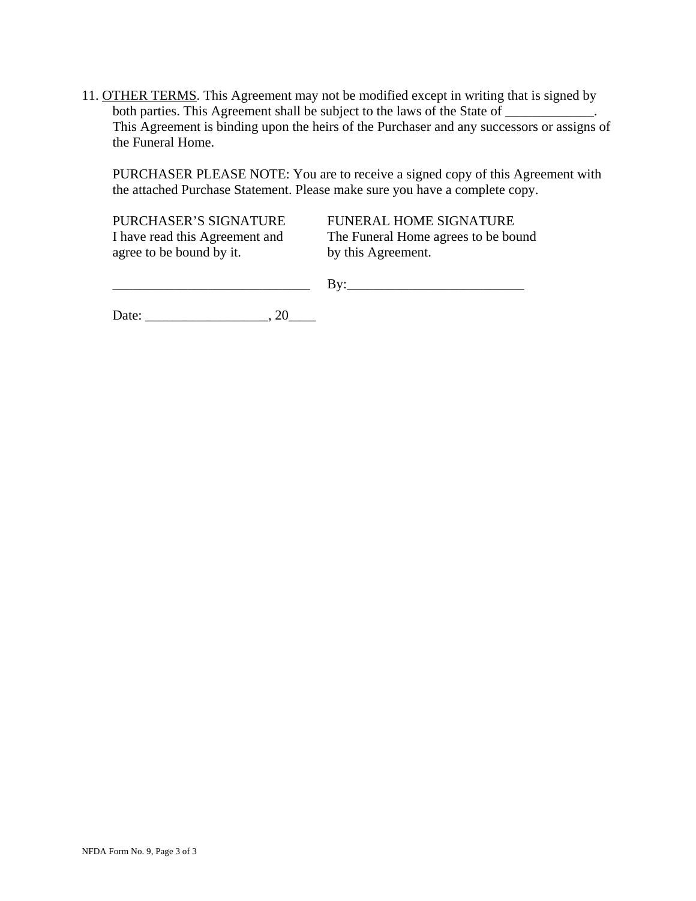11. <u>OTHER TERMS</u>. This Agreement may not be modified except in writing that is signed by both parties. This Agreement shall be subject to the laws of the State of _____________. This Agreement is binding upon the heirs of the Purchaser and any successors or assigns of the Funeral Home.

PURCHASER PLEASE NOTE: You are to receive a signed copy of this Agreement with the attached Purchase Statement. Please make sure you have a complete copy.

| PURCHASER'S SIGNATURE<br>I have read this Agreement and agree to be bound by it. | FUNERAL HOME SIGNATURE<br>The Funeral Home agrees to be bound by this Agreement. |
|---|---|
| _____________________________ | By:__________________________ |

Date: __________________, 20____

NFDA Form No. 9, Page 3 of 3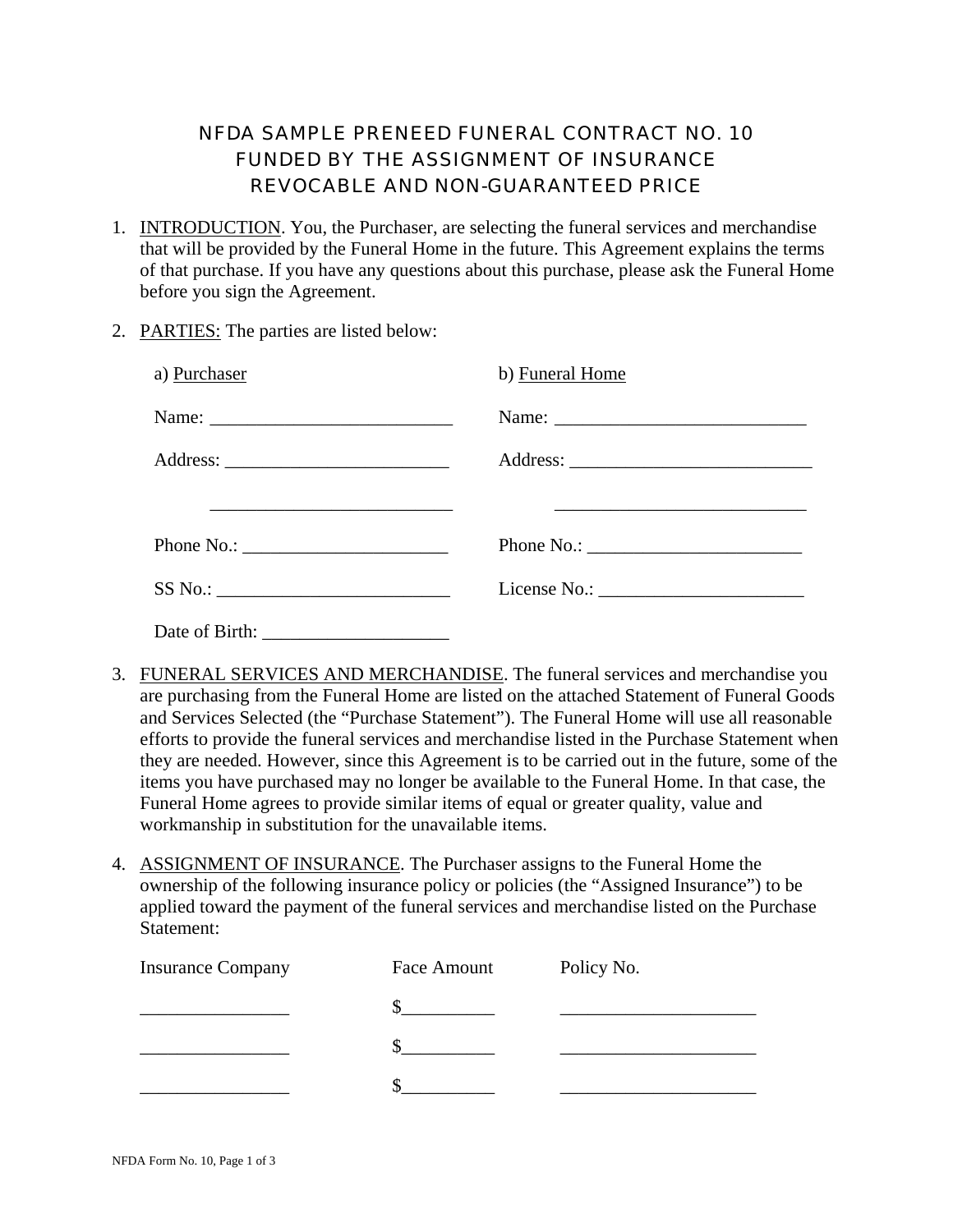# NFDA SAMPLE PRENEED FUNERAL CONTRACT NO. 10
# FUNDED BY THE ASSIGNMENT OF INSURANCE
# REVOCABLE AND NON-GUARANTEED PRICE

1. INTRODUCTION. You, the Purchaser, are selecting the funeral services and merchandise that will be provided by the Funeral Home in the future. This Agreement explains the terms of that purchase. If you have any questions about this purchase, please ask the Funeral Home before you sign the Agreement.

2. PARTIES: The parties are listed below:

| a) Purchaser | b) Funeral Home |
|---|---|
| Name: __________________________ | Name: ___________________________ |
| Address: ________________________ | Address: __________________________ |
| __________________________ | ___________________________ |
| Phone No.: ______________________ | Phone No.: _______________________ |
| SS No.: _________________________ | License No.: ______________________ |
| Date of Birth: ____________________ | |

3. FUNERAL SERVICES AND MERCHANDISE. The funeral services and merchandise you are purchasing from the Funeral Home are listed on the attached Statement of Funeral Goods and Services Selected (the "Purchase Statement"). The Funeral Home will use all reasonable efforts to provide the funeral services and merchandise listed in the Purchase Statement when they are needed. However, since this Agreement is to be carried out in the future, some of the items you have purchased may no longer be available to the Funeral Home. In that case, the Funeral Home agrees to provide similar items of equal or greater quality, value and workmanship in substitution for the unavailable items.

4. ASSIGNMENT OF INSURANCE. The Purchaser assigns to the Funeral Home the ownership of the following insurance policy or policies (the "Assigned Insurance") to be applied toward the payment of the funeral services and merchandise listed on the Purchase Statement:

| Insurance Company | Face Amount | Policy No. |
|---|---|---|
| ________________ | $__________ | _____________________ |
| ________________ | $__________ | _____________________ |
| ________________ | $__________ | _____________________ |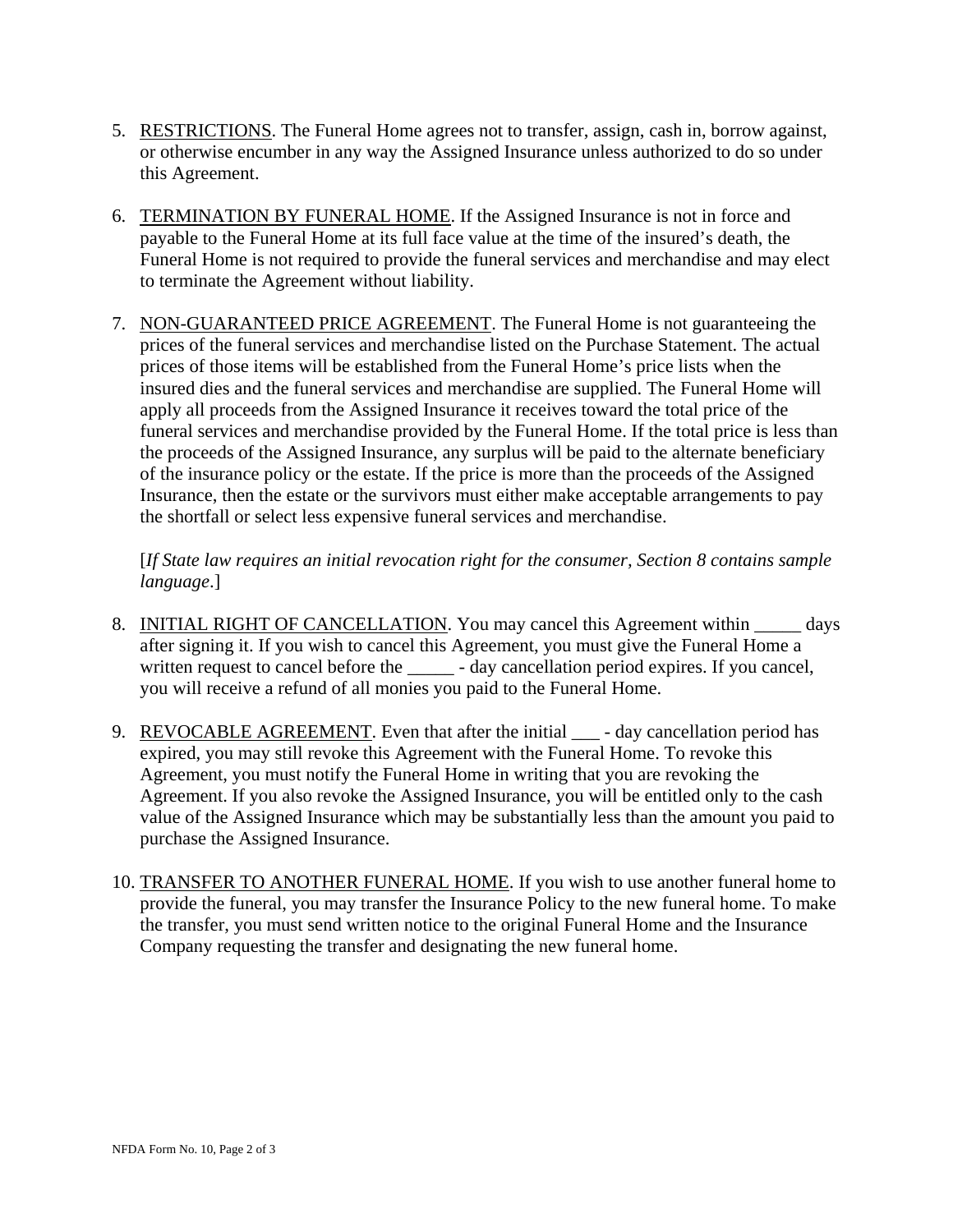5. RESTRICTIONS. The Funeral Home agrees not to transfer, assign, cash in, borrow against, or otherwise encumber in any way the Assigned Insurance unless authorized to do so under this Agreement.

6. TERMINATION BY FUNERAL HOME. If the Assigned Insurance is not in force and payable to the Funeral Home at its full face value at the time of the insured's death, the Funeral Home is not required to provide the funeral services and merchandise and may elect to terminate the Agreement without liability.

7. NON-GUARANTEED PRICE AGREEMENT. The Funeral Home is not guaranteeing the prices of the funeral services and merchandise listed on the Purchase Statement. The actual prices of those items will be established from the Funeral Home's price lists when the insured dies and the funeral services and merchandise are supplied. The Funeral Home will apply all proceeds from the Assigned Insurance it receives toward the total price of the funeral services and merchandise provided by the Funeral Home. If the total price is less than the proceeds of the Assigned Insurance, any surplus will be paid to the alternate beneficiary of the insurance policy or the estate. If the price is more than the proceeds of the Assigned Insurance, then the estate or the survivors must either make acceptable arrangements to pay the shortfall or select less expensive funeral services and merchandise.

   [*If State law requires an initial revocation right for the consumer, Section 8 contains sample language*.]

8. INITIAL RIGHT OF CANCELLATION. You may cancel this Agreement within _____ days after signing it. If you wish to cancel this Agreement, you must give the Funeral Home a written request to cancel before the _____ - day cancellation period expires. If you cancel, you will receive a refund of all monies you paid to the Funeral Home.

9. REVOCABLE AGREEMENT. Even that after the initial ___ - day cancellation period has expired, you may still revoke this Agreement with the Funeral Home. To revoke this Agreement, you must notify the Funeral Home in writing that you are revoking the Agreement. If you also revoke the Assigned Insurance, you will be entitled only to the cash value of the Assigned Insurance which may be substantially less than the amount you paid to purchase the Assigned Insurance.

10. TRANSFER TO ANOTHER FUNERAL HOME. If you wish to use another funeral home to provide the funeral, you may transfer the Insurance Policy to the new funeral home. To make the transfer, you must send written notice to the original Funeral Home and the Insurance Company requesting the transfer and designating the new funeral home.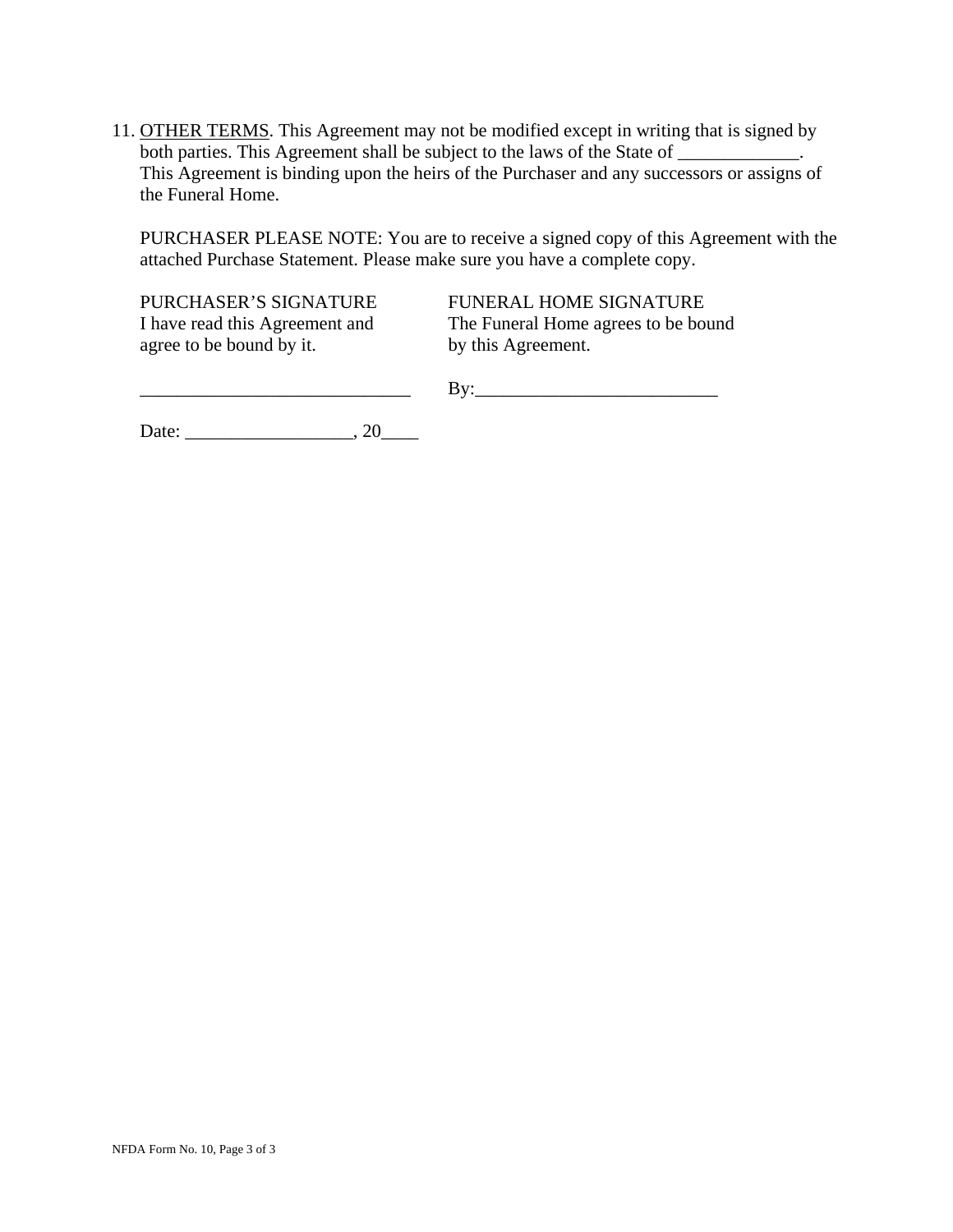11. OTHER TERMS. This Agreement may not be modified except in writing that is signed by both parties. This Agreement shall be subject to the laws of the State of _____________. This Agreement is binding upon the heirs of the Purchaser and any successors or assigns of the Funeral Home.

    PURCHASER PLEASE NOTE: You are to receive a signed copy of this Agreement with the attached Purchase Statement. Please make sure you have a complete copy.

| | |
|---|---|
| PURCHASER'S SIGNATURE<br>I have read this Agreement and agree to be bound by it. | FUNERAL HOME SIGNATURE<br>The Funeral Home agrees to be bound by this Agreement. |
| _____________________________ | By:__________________________ |

Date: __________________, 20____

NFDA Form No. 10, Page 3 of 3